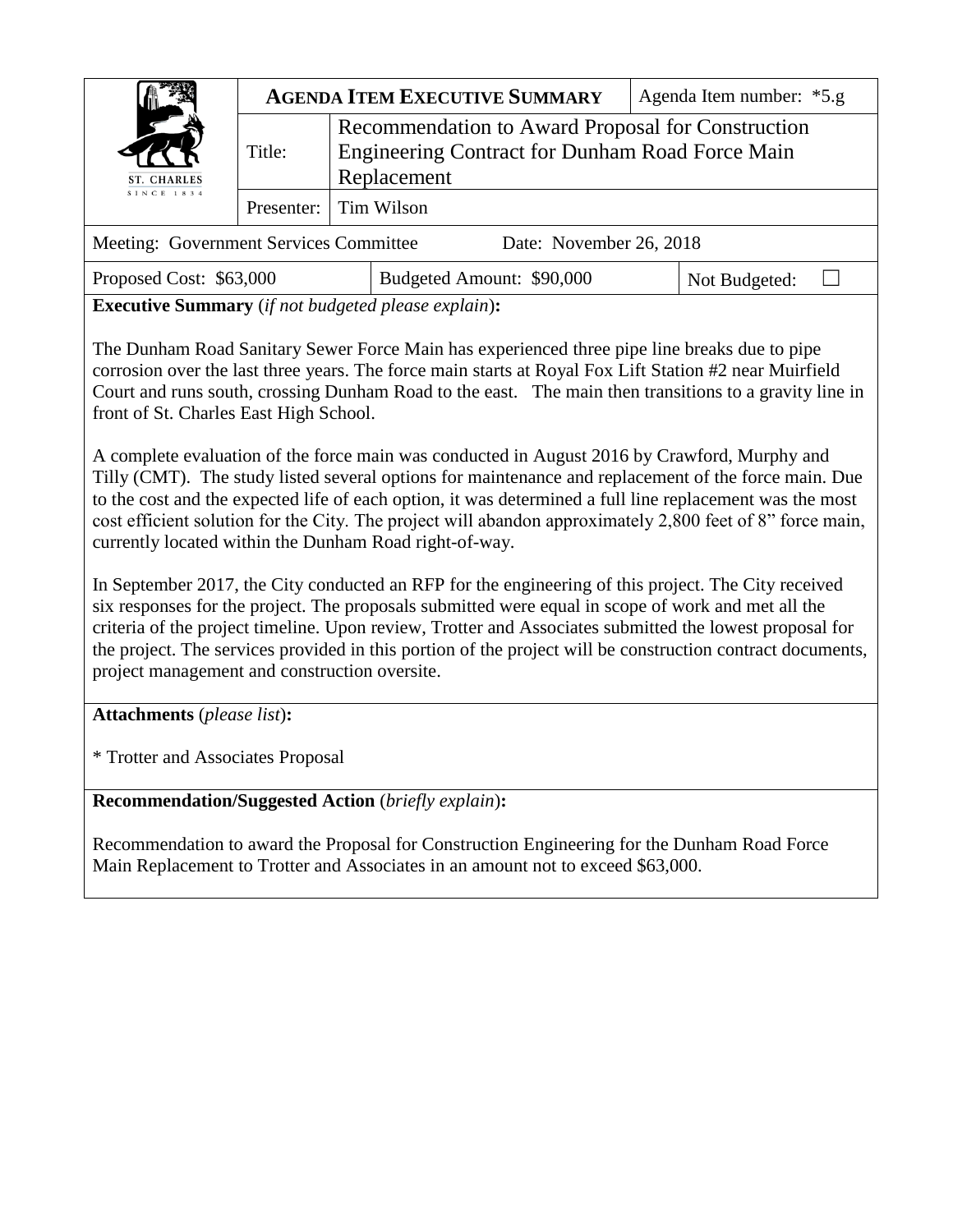| ST. CHARLES SINCE 1834 | **AGENDA ITEM EXECUTIVE SUMMARY** | | Agenda Item number: *5.g |
|---|---|---|---|
| | Title: | Recommendation to Award Proposal for Construction Engineering Contract for Dunham Road Force Main Replacement | |
| | Presenter: | Tim Wilson | |

| Meeting: Government Services Committee | Date: November 26, 2018 | |
|---|---|---|
| Proposed Cost: $63,000 | Budgeted Amount: $90,000 | Not Budgeted: ☐ |

**Executive Summary** (*if not budgeted please explain*)**:**

The Dunham Road Sanitary Sewer Force Main has experienced three pipe line breaks due to pipe corrosion over the last three years. The force main starts at Royal Fox Lift Station #2 near Muirfield Court and runs south, crossing Dunham Road to the east. The main then transitions to a gravity line in front of St. Charles East High School.

A complete evaluation of the force main was conducted in August 2016 by Crawford, Murphy and Tilly (CMT). The study listed several options for maintenance and replacement of the force main. Due to the cost and the expected life of each option, it was determined a full line replacement was the most cost efficient solution for the City. The project will abandon approximately 2,800 feet of 8" force main, currently located within the Dunham Road right-of-way.

In September 2017, the City conducted an RFP for the engineering of this project. The City received six responses for the project. The proposals submitted were equal in scope of work and met all the criteria of the project timeline. Upon review, Trotter and Associates submitted the lowest proposal for the project. The services provided in this portion of the project will be construction contract documents, project management and construction oversite.

**Attachments** (*please list*)**:**

* Trotter and Associates Proposal

**Recommendation/Suggested Action** (*briefly explain*)**:**

Recommendation to award the Proposal for Construction Engineering for the Dunham Road Force Main Replacement to Trotter and Associates in an amount not to exceed $63,000.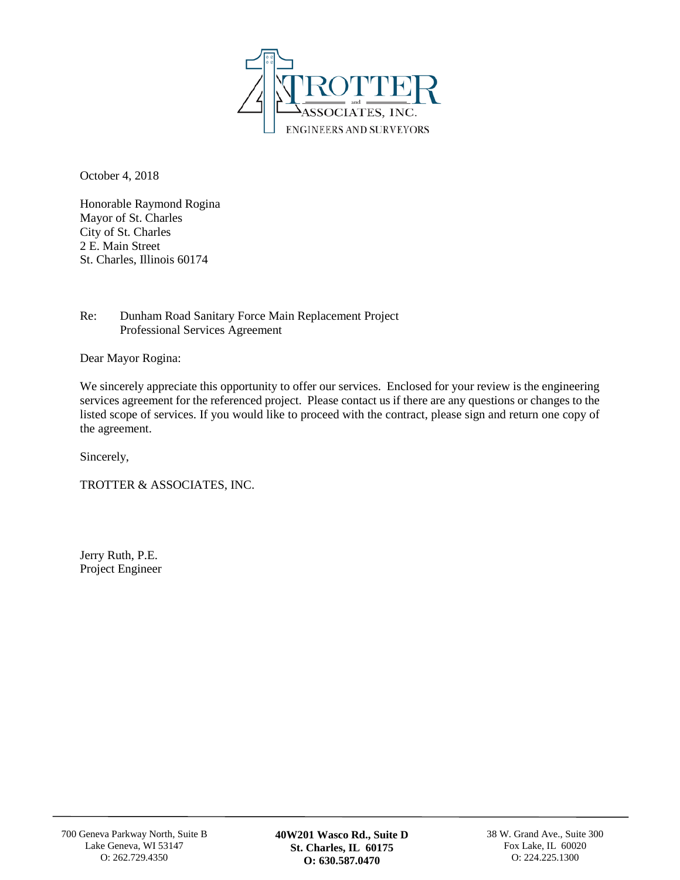TROTTER and ASSOCIATES, INC.
ENGINEERS AND SURVEYORS

October 4, 2018

Honorable Raymond Rogina
Mayor of St. Charles
City of St. Charles
2 E. Main Street
St. Charles, Illinois 60174

Re: Dunham Road Sanitary Force Main Replacement Project
Professional Services Agreement

Dear Mayor Rogina:

We sincerely appreciate this opportunity to offer our services. Enclosed for your review is the engineering services agreement for the referenced project. Please contact us if there are any questions or changes to the listed scope of services. If you would like to proceed with the contract, please sign and return one copy of the agreement.

Sincerely,

TROTTER & ASSOCIATES, INC.

Jerry Ruth, P.E.
Project Engineer

700 Geneva Parkway North, Suite B
Lake Geneva, WI 53147
O: 262.729.4350

**40W201 Wasco Rd., Suite D**
**St. Charles, IL 60175**
**O: 630.587.0470**

38 W. Grand Ave., Suite 300
Fox Lake, IL 60020
O: 224.225.1300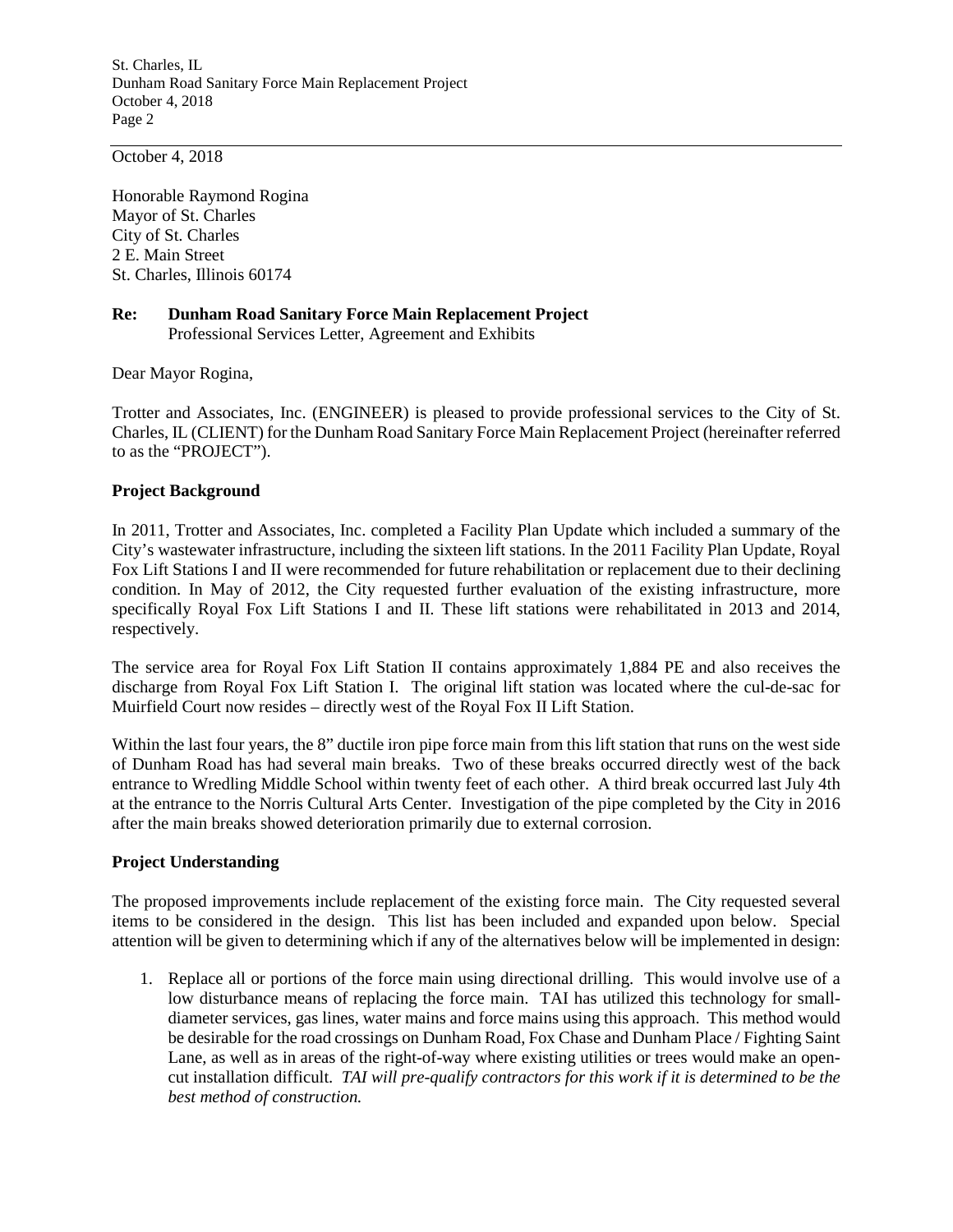October 4, 2018

Honorable Raymond Rogina
Mayor of St. Charles
City of St. Charles
2 E. Main Street
St. Charles, Illinois 60174

**Re: Dunham Road Sanitary Force Main Replacement Project**
Professional Services Letter, Agreement and Exhibits

Dear Mayor Rogina,

Trotter and Associates, Inc. (ENGINEER) is pleased to provide professional services to the City of St. Charles, IL (CLIENT) for the Dunham Road Sanitary Force Main Replacement Project (hereinafter referred to as the "PROJECT").

**Project Background**

In 2011, Trotter and Associates, Inc. completed a Facility Plan Update which included a summary of the City's wastewater infrastructure, including the sixteen lift stations. In the 2011 Facility Plan Update, Royal Fox Lift Stations I and II were recommended for future rehabilitation or replacement due to their declining condition. In May of 2012, the City requested further evaluation of the existing infrastructure, more specifically Royal Fox Lift Stations I and II. These lift stations were rehabilitated in 2013 and 2014, respectively.

The service area for Royal Fox Lift Station II contains approximately 1,884 PE and also receives the discharge from Royal Fox Lift Station I. The original lift station was located where the cul-de-sac for Muirfield Court now resides – directly west of the Royal Fox II Lift Station.

Within the last four years, the 8" ductile iron pipe force main from this lift station that runs on the west side of Dunham Road has had several main breaks. Two of these breaks occurred directly west of the back entrance to Wredling Middle School within twenty feet of each other. A third break occurred last July 4th at the entrance to the Norris Cultural Arts Center. Investigation of the pipe completed by the City in 2016 after the main breaks showed deterioration primarily due to external corrosion.

**Project Understanding**

The proposed improvements include replacement of the existing force main. The City requested several items to be considered in the design. This list has been included and expanded upon below. Special attention will be given to determining which if any of the alternatives below will be implemented in design:

1. Replace all or portions of the force main using directional drilling. This would involve use of a low disturbance means of replacing the force main. TAI has utilized this technology for small-diameter services, gas lines, water mains and force mains using this approach. This method would be desirable for the road crossings on Dunham Road, Fox Chase and Dunham Place / Fighting Saint Lane, as well as in areas of the right-of-way where existing utilities or trees would make an open-cut installation difficult. *TAI will pre-qualify contractors for this work if it is determined to be the best method of construction.*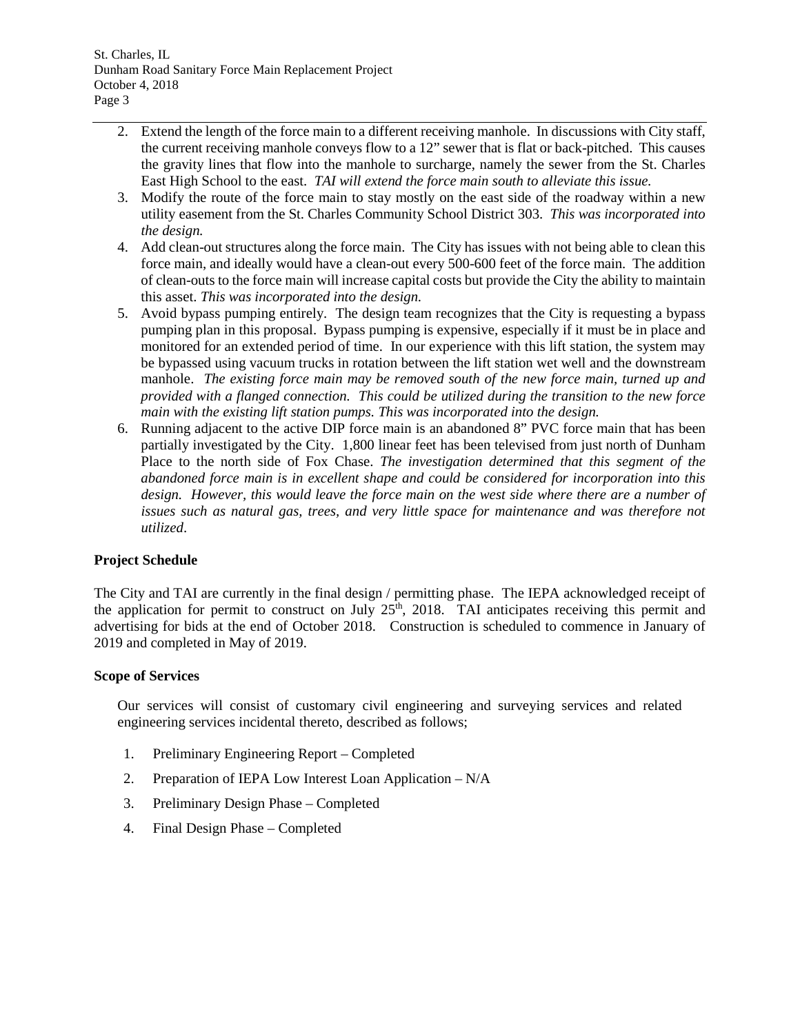2. Extend the length of the force main to a different receiving manhole. In discussions with City staff, the current receiving manhole conveys flow to a 12" sewer that is flat or back-pitched. This causes the gravity lines that flow into the manhole to surcharge, namely the sewer from the St. Charles East High School to the east. *TAI will extend the force main south to alleviate this issue.*
3. Modify the route of the force main to stay mostly on the east side of the roadway within a new utility easement from the St. Charles Community School District 303. *This was incorporated into the design.*
4. Add clean-out structures along the force main. The City has issues with not being able to clean this force main, and ideally would have a clean-out every 500-600 feet of the force main. The addition of clean-outs to the force main will increase capital costs but provide the City the ability to maintain this asset. *This was incorporated into the design.*
5. Avoid bypass pumping entirely. The design team recognizes that the City is requesting a bypass pumping plan in this proposal. Bypass pumping is expensive, especially if it must be in place and monitored for an extended period of time. In our experience with this lift station, the system may be bypassed using vacuum trucks in rotation between the lift station wet well and the downstream manhole. *The existing force main may be removed south of the new force main, turned up and provided with a flanged connection. This could be utilized during the transition to the new force main with the existing lift station pumps. This was incorporated into the design.*
6. Running adjacent to the active DIP force main is an abandoned 8" PVC force main that has been partially investigated by the City. 1,800 linear feet has been televised from just north of Dunham Place to the north side of Fox Chase. *The investigation determined that this segment of the abandoned force main is in excellent shape and could be considered for incorporation into this design. However, this would leave the force main on the west side where there are a number of issues such as natural gas, trees, and very little space for maintenance and was therefore not utilized*.

**Project Schedule**

The City and TAI are currently in the final design / permitting phase. The IEPA acknowledged receipt of the application for permit to construct on July 25th, 2018. TAI anticipates receiving this permit and advertising for bids at the end of October 2018. Construction is scheduled to commence in January of 2019 and completed in May of 2019.

**Scope of Services**

Our services will consist of customary civil engineering and surveying services and related engineering services incidental thereto, described as follows;

1. Preliminary Engineering Report – Completed
2. Preparation of IEPA Low Interest Loan Application – N/A
3. Preliminary Design Phase – Completed
4. Final Design Phase – Completed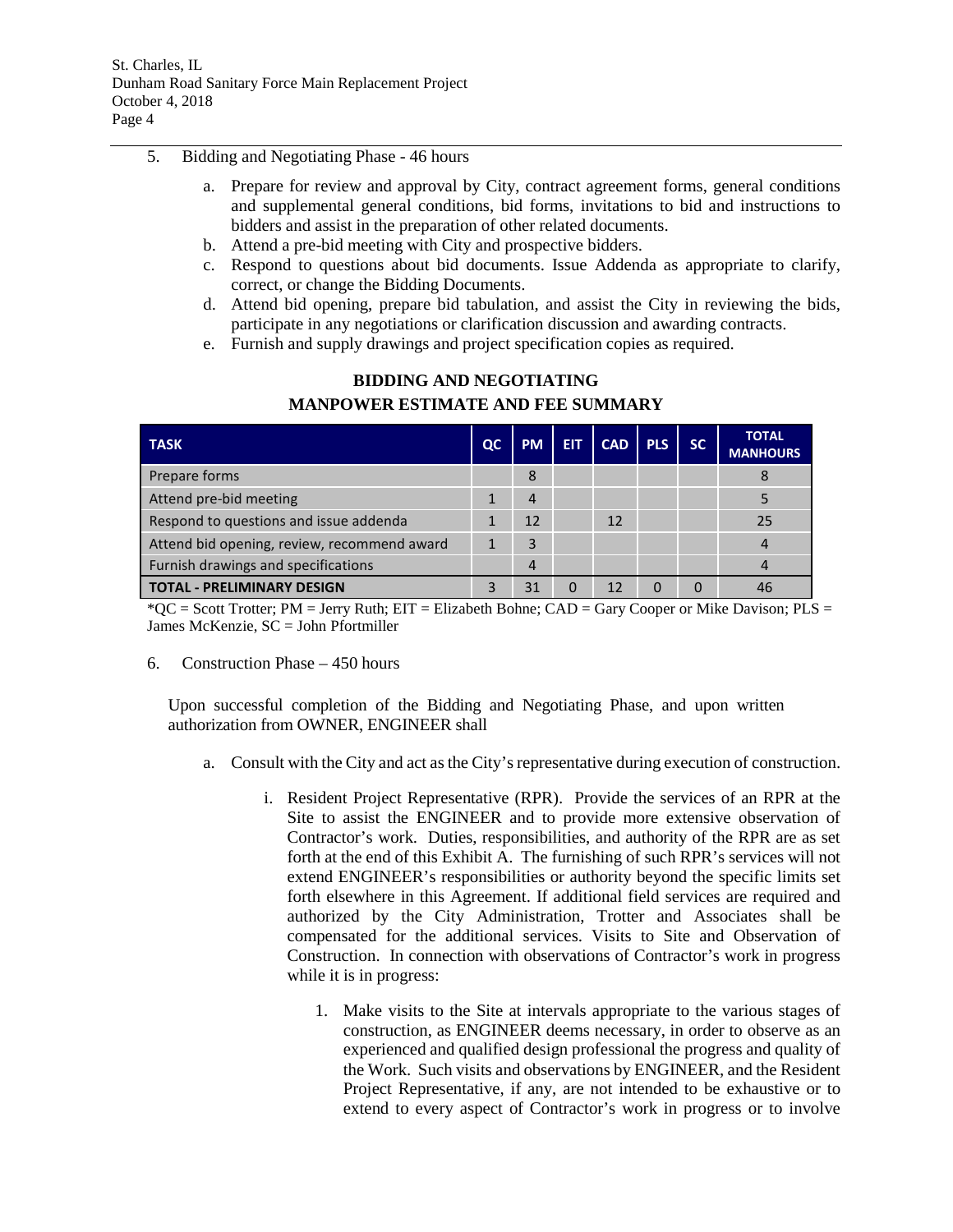5. Bidding and Negotiating Phase - 46 hours

   a. Prepare for review and approval by City, contract agreement forms, general conditions and supplemental general conditions, bid forms, invitations to bid and instructions to bidders and assist in the preparation of other related documents.
   b. Attend a pre-bid meeting with City and prospective bidders.
   c. Respond to questions about bid documents. Issue Addenda as appropriate to clarify, correct, or change the Bidding Documents.
   d. Attend bid opening, prepare bid tabulation, and assist the City in reviewing the bids, participate in any negotiations or clarification discussion and awarding contracts.
   e. Furnish and supply drawings and project specification copies as required.

**BIDDING AND NEGOTIATING**
**MANPOWER ESTIMATE AND FEE SUMMARY**

| TASK | QC | PM | EIT | CAD | PLS | SC | TOTAL MANHOURS |
|---|---|---|---|---|---|---|---|
| Prepare forms | | 8 | | | | | 8 |
| Attend pre-bid meeting | 1 | 4 | | | | | 5 |
| Respond to questions and issue addenda | 1 | 12 | | 12 | | | 25 |
| Attend bid opening, review, recommend award | 1 | 3 | | | | | 4 |
| Furnish drawings and specifications | | 4 | | | | | 4 |
| **TOTAL - PRELIMINARY DESIGN** | 3 | 31 | 0 | 12 | 0 | 0 | 46 |

*QC = Scott Trotter; PM = Jerry Ruth; EIT = Elizabeth Bohne; CAD = Gary Cooper or Mike Davison; PLS = James McKenzie, SC = John Pfortmiller

6. Construction Phase – 450 hours

   Upon successful completion of the Bidding and Negotiating Phase, and upon written authorization from OWNER, ENGINEER shall

   a. Consult with the City and act as the City's representative during execution of construction.

      i. Resident Project Representative (RPR). Provide the services of an RPR at the Site to assist the ENGINEER and to provide more extensive observation of Contractor's work. Duties, responsibilities, and authority of the RPR are as set forth at the end of this Exhibit A. The furnishing of such RPR's services will not extend ENGINEER's responsibilities or authority beyond the specific limits set forth elsewhere in this Agreement. If additional field services are required and authorized by the City Administration, Trotter and Associates shall be compensated for the additional services. Visits to Site and Observation of Construction. In connection with observations of Contractor's work in progress while it is in progress:

         1. Make visits to the Site at intervals appropriate to the various stages of construction, as ENGINEER deems necessary, in order to observe as an experienced and qualified design professional the progress and quality of the Work. Such visits and observations by ENGINEER, and the Resident Project Representative, if any, are not intended to be exhaustive or to extend to every aspect of Contractor's work in progress or to involve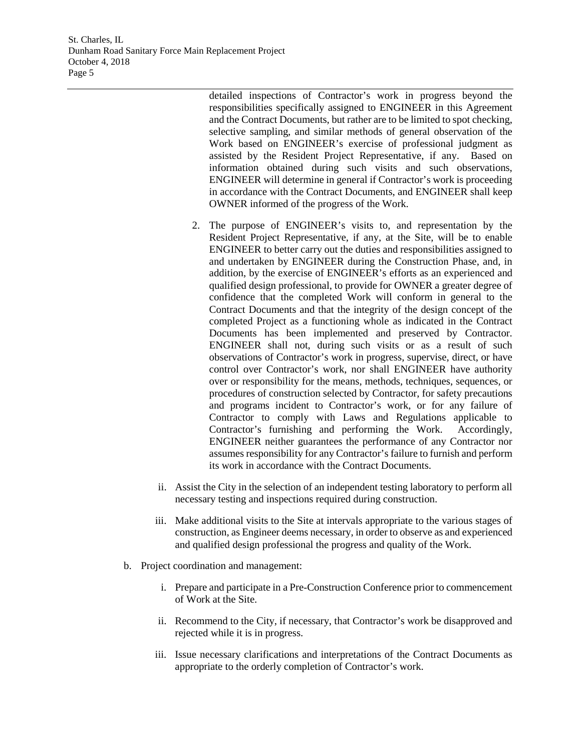detailed inspections of Contractor's work in progress beyond the responsibilities specifically assigned to ENGINEER in this Agreement and the Contract Documents, but rather are to be limited to spot checking, selective sampling, and similar methods of general observation of the Work based on ENGINEER's exercise of professional judgment as assisted by the Resident Project Representative, if any. Based on information obtained during such visits and such observations, ENGINEER will determine in general if Contractor's work is proceeding in accordance with the Contract Documents, and ENGINEER shall keep OWNER informed of the progress of the Work.

2. The purpose of ENGINEER's visits to, and representation by the Resident Project Representative, if any, at the Site, will be to enable ENGINEER to better carry out the duties and responsibilities assigned to and undertaken by ENGINEER during the Construction Phase, and, in addition, by the exercise of ENGINEER's efforts as an experienced and qualified design professional, to provide for OWNER a greater degree of confidence that the completed Work will conform in general to the Contract Documents and that the integrity of the design concept of the completed Project as a functioning whole as indicated in the Contract Documents has been implemented and preserved by Contractor. ENGINEER shall not, during such visits or as a result of such observations of Contractor's work in progress, supervise, direct, or have control over Contractor's work, nor shall ENGINEER have authority over or responsibility for the means, methods, techniques, sequences, or procedures of construction selected by Contractor, for safety precautions and programs incident to Contractor's work, or for any failure of Contractor to comply with Laws and Regulations applicable to Contractor's furnishing and performing the Work. Accordingly, ENGINEER neither guarantees the performance of any Contractor nor assumes responsibility for any Contractor's failure to furnish and perform its work in accordance with the Contract Documents.

ii. Assist the City in the selection of an independent testing laboratory to perform all necessary testing and inspections required during construction.

iii. Make additional visits to the Site at intervals appropriate to the various stages of construction, as Engineer deems necessary, in order to observe as and experienced and qualified design professional the progress and quality of the Work.

b. Project coordination and management:

i. Prepare and participate in a Pre-Construction Conference prior to commencement of Work at the Site.

ii. Recommend to the City, if necessary, that Contractor's work be disapproved and rejected while it is in progress.

iii. Issue necessary clarifications and interpretations of the Contract Documents as appropriate to the orderly completion of Contractor's work.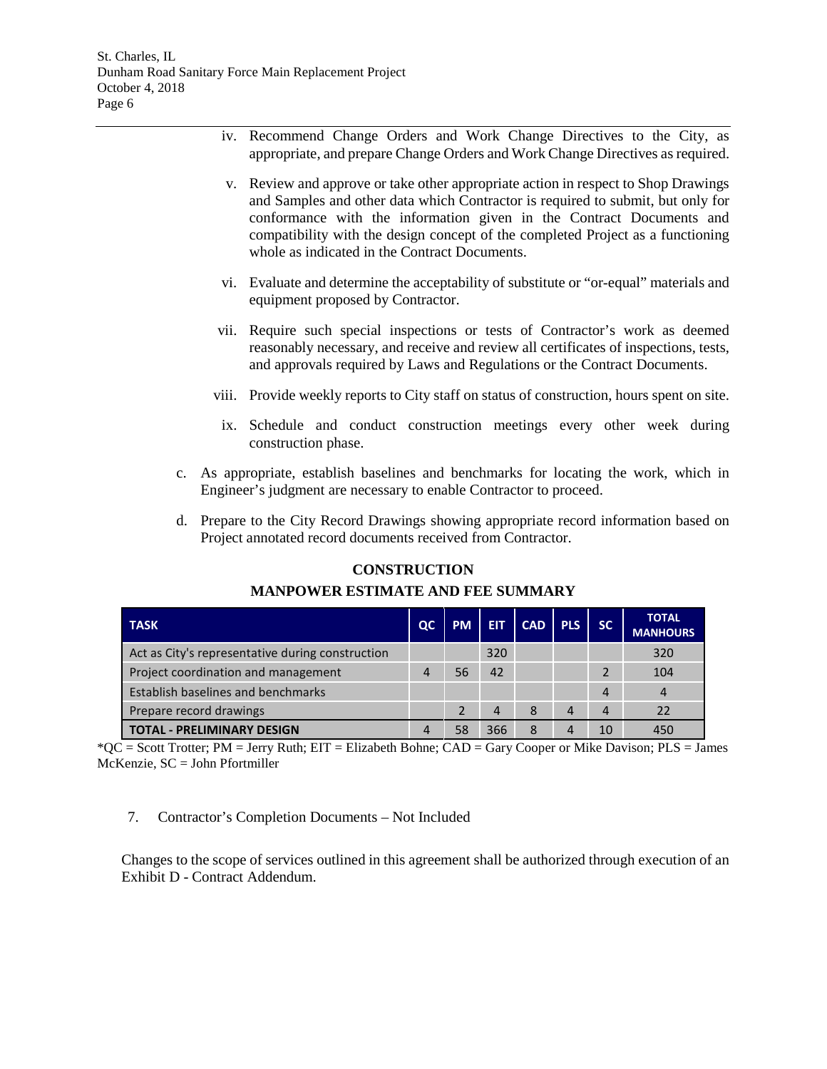iv. Recommend Change Orders and Work Change Directives to the City, as appropriate, and prepare Change Orders and Work Change Directives as required.

v. Review and approve or take other appropriate action in respect to Shop Drawings and Samples and other data which Contractor is required to submit, but only for conformance with the information given in the Contract Documents and compatibility with the design concept of the completed Project as a functioning whole as indicated in the Contract Documents.

vi. Evaluate and determine the acceptability of substitute or "or-equal" materials and equipment proposed by Contractor.

vii. Require such special inspections or tests of Contractor's work as deemed reasonably necessary, and receive and review all certificates of inspections, tests, and approvals required by Laws and Regulations or the Contract Documents.

viii. Provide weekly reports to City staff on status of construction, hours spent on site.

ix. Schedule and conduct construction meetings every other week during construction phase.

c. As appropriate, establish baselines and benchmarks for locating the work, which in Engineer's judgment are necessary to enable Contractor to proceed.

d. Prepare to the City Record Drawings showing appropriate record information based on Project annotated record documents received from Contractor.

**CONSTRUCTION**

**MANPOWER ESTIMATE AND FEE SUMMARY**

| TASK | QC | PM | EIT | CAD | PLS | SC | TOTAL MANHOURS |
|---|---|---|---|---|---|---|---|
| Act as City's representative during construction | | | 320 | | | | 320 |
| Project coordination and management | 4 | 56 | 42 | | | 2 | 104 |
| Establish baselines and benchmarks | | | | | | 4 | 4 |
| Prepare record drawings | | 2 | 4 | 8 | 4 | 4 | 22 |
| **TOTAL - PRELIMINARY DESIGN** | 4 | 58 | 366 | 8 | 4 | 10 | 450 |

*QC = Scott Trotter; PM = Jerry Ruth; EIT = Elizabeth Bohne; CAD = Gary Cooper or Mike Davison; PLS = James McKenzie, SC = John Pfortmiller

7. Contractor's Completion Documents – Not Included

Changes to the scope of services outlined in this agreement shall be authorized through execution of an Exhibit D - Contract Addendum.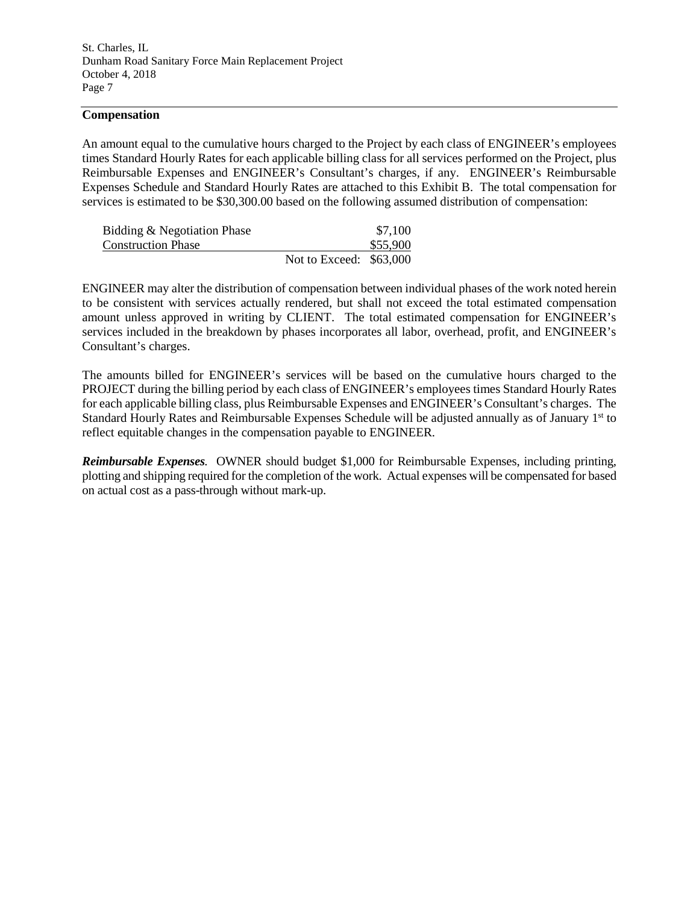## Compensation

An amount equal to the cumulative hours charged to the Project by each class of ENGINEER's employees times Standard Hourly Rates for each applicable billing class for all services performed on the Project, plus Reimbursable Expenses and ENGINEER's Consultant's charges, if any. ENGINEER's Reimbursable Expenses Schedule and Standard Hourly Rates are attached to this Exhibit B. The total compensation for services is estimated to be $30,300.00 based on the following assumed distribution of compensation:

| | | |
|---|---|---|
| Bidding & Negotiation Phase | | $7,100 |
| Construction Phase | | $55,900 |
| | Not to Exceed: | $63,000 |

ENGINEER may alter the distribution of compensation between individual phases of the work noted herein to be consistent with services actually rendered, but shall not exceed the total estimated compensation amount unless approved in writing by CLIENT. The total estimated compensation for ENGINEER's services included in the breakdown by phases incorporates all labor, overhead, profit, and ENGINEER's Consultant's charges.

The amounts billed for ENGINEER's services will be based on the cumulative hours charged to the PROJECT during the billing period by each class of ENGINEER's employees times Standard Hourly Rates for each applicable billing class, plus Reimbursable Expenses and ENGINEER's Consultant's charges. The Standard Hourly Rates and Reimbursable Expenses Schedule will be adjusted annually as of January 1st to reflect equitable changes in the compensation payable to ENGINEER.

***Reimbursable Expenses.*** OWNER should budget $1,000 for Reimbursable Expenses, including printing, plotting and shipping required for the completion of the work. Actual expenses will be compensated for based on actual cost as a pass-through without mark-up.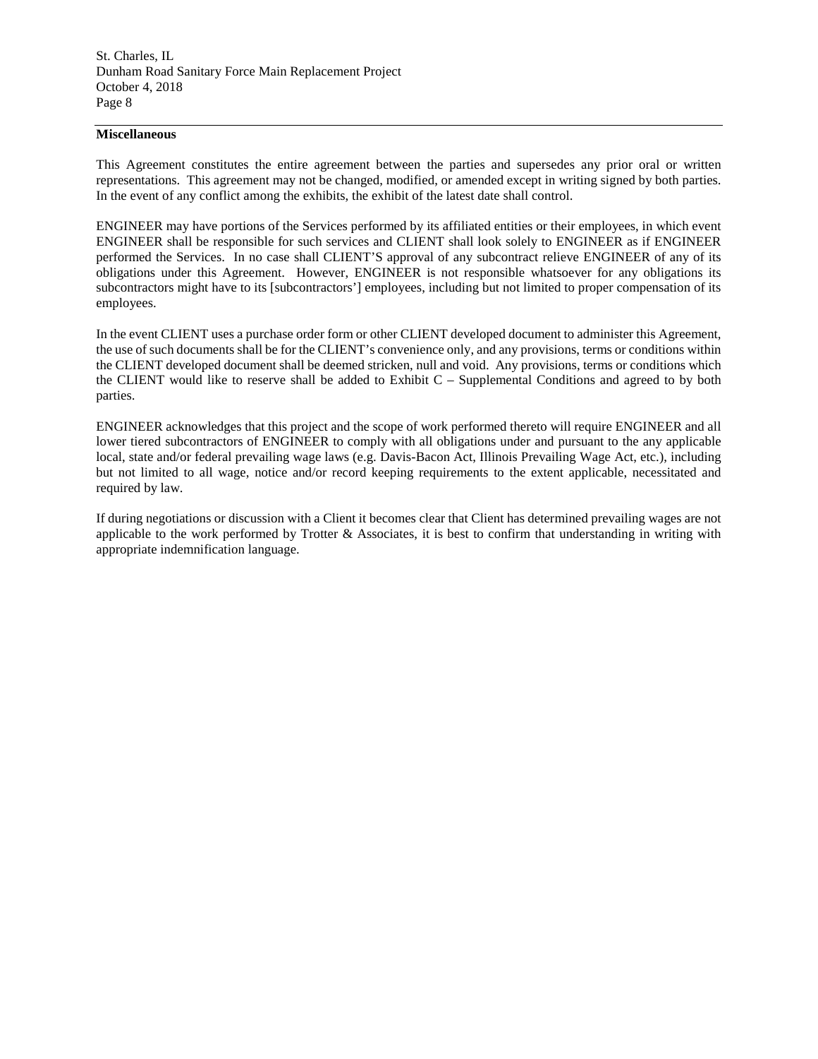## Miscellaneous

This Agreement constitutes the entire agreement between the parties and supersedes any prior oral or written representations. This agreement may not be changed, modified, or amended except in writing signed by both parties. In the event of any conflict among the exhibits, the exhibit of the latest date shall control.

ENGINEER may have portions of the Services performed by its affiliated entities or their employees, in which event ENGINEER shall be responsible for such services and CLIENT shall look solely to ENGINEER as if ENGINEER performed the Services. In no case shall CLIENT'S approval of any subcontract relieve ENGINEER of any of its obligations under this Agreement. However, ENGINEER is not responsible whatsoever for any obligations its subcontractors might have to its [subcontractors'] employees, including but not limited to proper compensation of its employees.

In the event CLIENT uses a purchase order form or other CLIENT developed document to administer this Agreement, the use of such documents shall be for the CLIENT's convenience only, and any provisions, terms or conditions within the CLIENT developed document shall be deemed stricken, null and void. Any provisions, terms or conditions which the CLIENT would like to reserve shall be added to Exhibit C – Supplemental Conditions and agreed to by both parties.

ENGINEER acknowledges that this project and the scope of work performed thereto will require ENGINEER and all lower tiered subcontractors of ENGINEER to comply with all obligations under and pursuant to the any applicable local, state and/or federal prevailing wage laws (e.g. Davis-Bacon Act, Illinois Prevailing Wage Act, etc.), including but not limited to all wage, notice and/or record keeping requirements to the extent applicable, necessitated and required by law.

If during negotiations or discussion with a Client it becomes clear that Client has determined prevailing wages are not applicable to the work performed by Trotter & Associates, it is best to confirm that understanding in writing with appropriate indemnification language.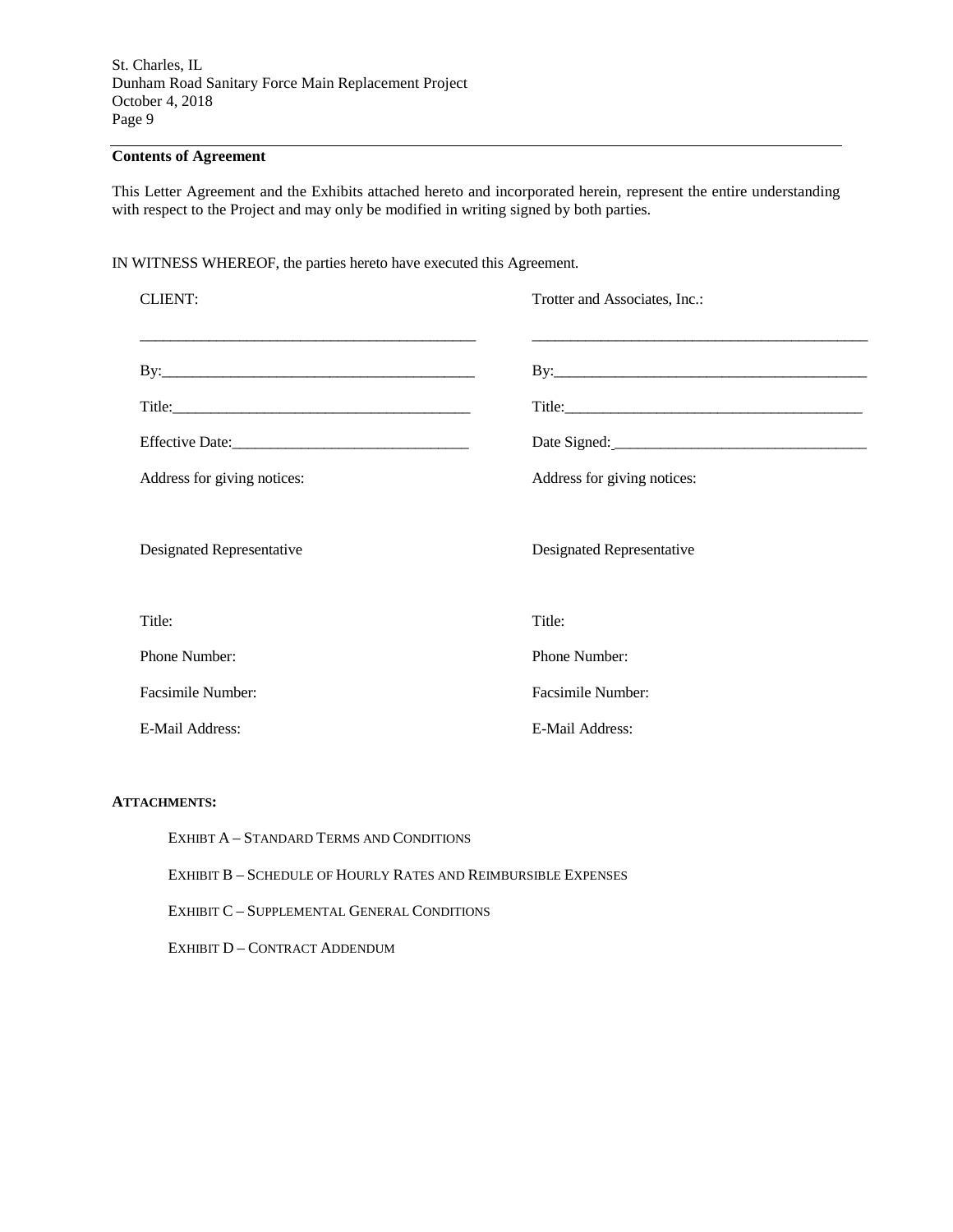## Contents of Agreement

This Letter Agreement and the Exhibits attached hereto and incorporated herein, represent the entire understanding with respect to the Project and may only be modified in writing signed by both parties.

IN WITNESS WHEREOF, the parties hereto have executed this Agreement.

| CLIENT: | Trotter and Associates, Inc.: |
|---|---|
| ____________________________________________ | ____________________________________________ |
| By:_________________________________________ | By:_________________________________________ |
| Title:_______________________________________ | Title:_______________________________________ |
| Effective Date:_______________________________ | Date Signed:_________________________________ |
| Address for giving notices: | Address for giving notices: |
| Designated Representative | Designated Representative |
| Title: | Title: |
| Phone Number: | Phone Number: |
| Facsimile Number: | Facsimile Number: |
| E-Mail Address: | E-Mail Address: |

**ATTACHMENTS:**

EXHIBT A – STANDARD TERMS AND CONDITIONS

EXHIBIT B – SCHEDULE OF HOURLY RATES AND REIMBURSIBLE EXPENSES

EXHIBIT C – SUPPLEMENTAL GENERAL CONDITIONS

EXHIBIT D – CONTRACT ADDENDUM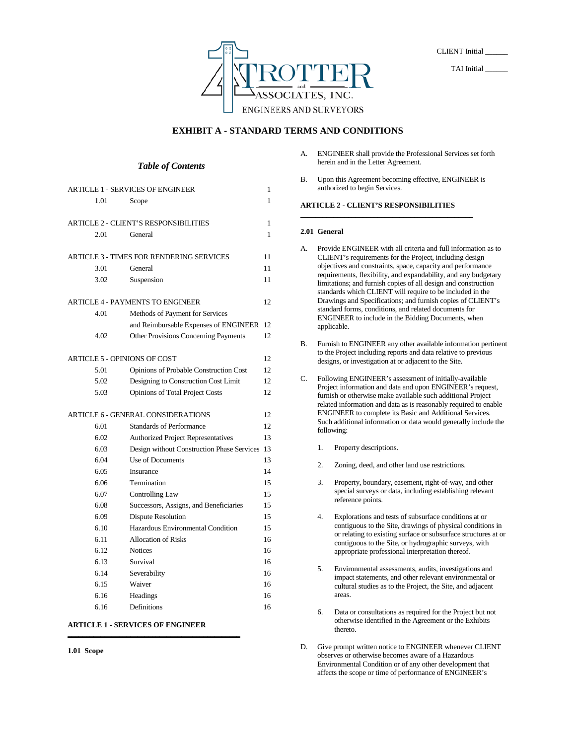CLIENT Initial ______

TAI Initial ______

# EXHIBIT A - STANDARD TERMS AND CONDITIONS

### *Table of Contents*

| | | |
|---|---|---|
| ARTICLE 1 - SERVICES OF ENGINEER | | 1 |
| 1.01 | Scope | 1 |
| ARTICLE 2 - CLIENT'S RESPONSIBILITIES | | 1 |
| 2.01 | General | 1 |
| ARTICLE 3 - TIMES FOR RENDERING SERVICES | | 11 |
| 3.01 | General | 11 |
| 3.02 | Suspension | 11 |
| ARTICLE 4 - PAYMENTS TO ENGINEER | | 12 |
| 4.01 | Methods of Payment for Services and Reimbursable Expenses of ENGINEER | 12 |
| 4.02 | Other Provisions Concerning Payments | 12 |
| ARTICLE 5 - OPINIONS OF COST | | 12 |
| 5.01 | Opinions of Probable Construction Cost | 12 |
| 5.02 | Designing to Construction Cost Limit | 12 |
| 5.03 | Opinions of Total Project Costs | 12 |
| ARTICLE 6 - GENERAL CONSIDERATIONS | | 12 |
| 6.01 | Standards of Performance | 12 |
| 6.02 | Authorized Project Representatives | 13 |
| 6.03 | Design without Construction Phase Services | 13 |
| 6.04 | Use of Documents | 13 |
| 6.05 | Insurance | 14 |
| 6.06 | Termination | 15 |
| 6.07 | Controlling Law | 15 |
| 6.08 | Successors, Assigns, and Beneficiaries | 15 |
| 6.09 | Dispute Resolution | 15 |
| 6.10 | Hazardous Environmental Condition | 15 |
| 6.11 | Allocation of Risks | 16 |
| 6.12 | Notices | 16 |
| 6.13 | Survival | 16 |
| 6.14 | Severability | 16 |
| 6.15 | Waiver | 16 |
| 6.16 | Headings | 16 |
| 6.16 | Definitions | 16 |

## ARTICLE 1 - SERVICES OF ENGINEER

**1.01 Scope**

A. ENGINEER shall provide the Professional Services set forth herein and in the Letter Agreement.

B. Upon this Agreement becoming effective, ENGINEER is authorized to begin Services.

## ARTICLE 2 - CLIENT'S RESPONSIBILITIES

**2.01 General**

A. Provide ENGINEER with all criteria and full information as to CLIENT's requirements for the Project, including design objectives and constraints, space, capacity and performance requirements, flexibility, and expandability, and any budgetary limitations; and furnish copies of all design and construction standards which CLIENT will require to be included in the Drawings and Specifications; and furnish copies of CLIENT's standard forms, conditions, and related documents for ENGINEER to include in the Bidding Documents, when applicable.

B. Furnish to ENGINEER any other available information pertinent to the Project including reports and data relative to previous designs, or investigation at or adjacent to the Site.

C. Following ENGINEER's assessment of initially-available Project information and data and upon ENGINEER's request, furnish or otherwise make available such additional Project related information and data as is reasonably required to enable ENGINEER to complete its Basic and Additional Services. Such additional information or data would generally include the following:

1. Property descriptions.

2. Zoning, deed, and other land use restrictions.

3. Property, boundary, easement, right-of-way, and other special surveys or data, including establishing relevant reference points.

4. Explorations and tests of subsurface conditions at or contiguous to the Site, drawings of physical conditions in or relating to existing surface or subsurface structures at or contiguous to the Site, or hydrographic surveys, with appropriate professional interpretation thereof.

5. Environmental assessments, audits, investigations and impact statements, and other relevant environmental or cultural studies as to the Project, the Site, and adjacent areas.

6. Data or consultations as required for the Project but not otherwise identified in the Agreement or the Exhibits thereto.

D. Give prompt written notice to ENGINEER whenever CLIENT observes or otherwise becomes aware of a Hazardous Environmental Condition or of any other development that affects the scope or time of performance of ENGINEER's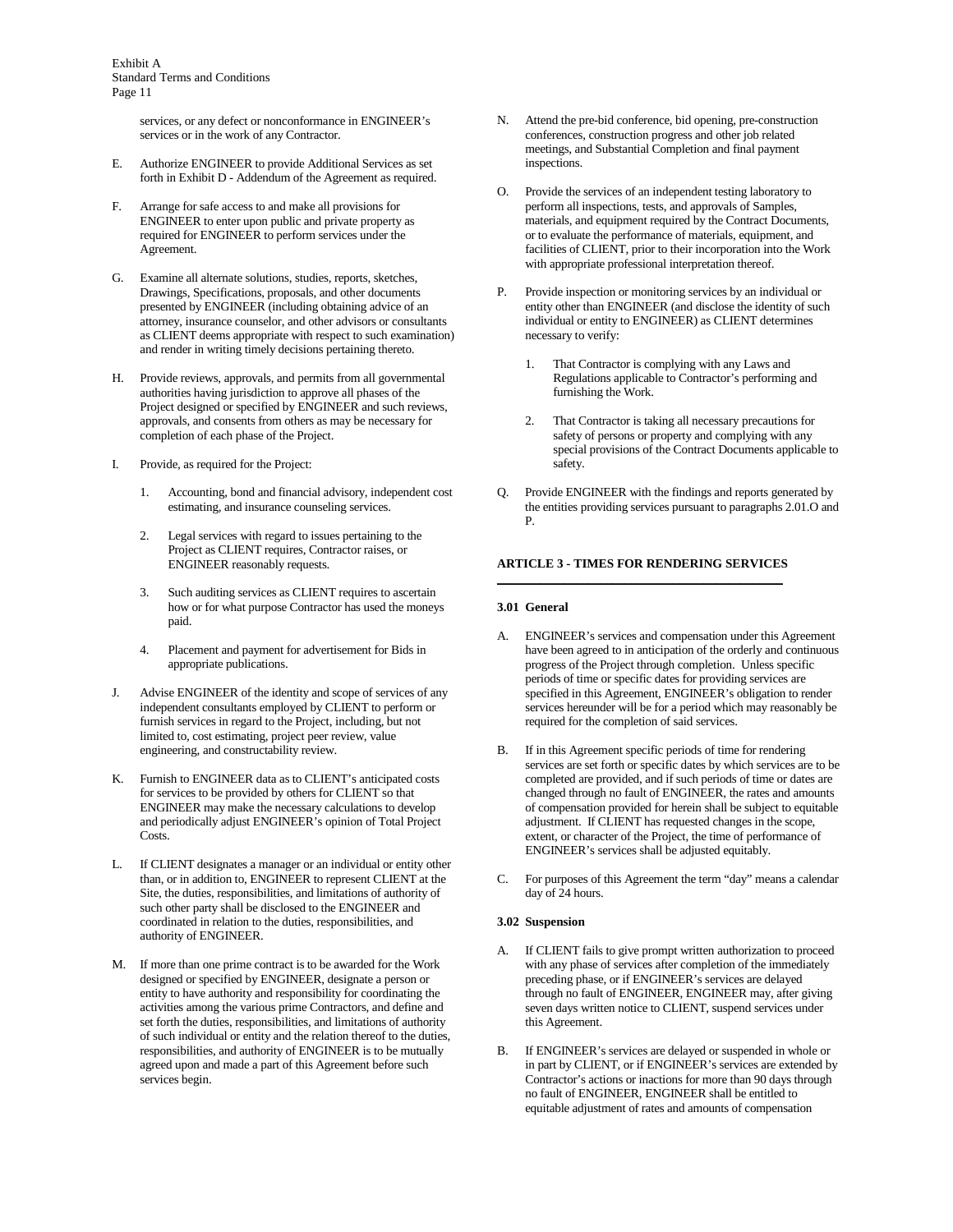services, or any defect or nonconformance in ENGINEER's services or in the work of any Contractor.

E. Authorize ENGINEER to provide Additional Services as set forth in Exhibit D - Addendum of the Agreement as required.

F. Arrange for safe access to and make all provisions for ENGINEER to enter upon public and private property as required for ENGINEER to perform services under the Agreement.

G. Examine all alternate solutions, studies, reports, sketches, Drawings, Specifications, proposals, and other documents presented by ENGINEER (including obtaining advice of an attorney, insurance counselor, and other advisors or consultants as CLIENT deems appropriate with respect to such examination) and render in writing timely decisions pertaining thereto.

H. Provide reviews, approvals, and permits from all governmental authorities having jurisdiction to approve all phases of the Project designed or specified by ENGINEER and such reviews, approvals, and consents from others as may be necessary for completion of each phase of the Project.

I. Provide, as required for the Project:

   1. Accounting, bond and financial advisory, independent cost estimating, and insurance counseling services.

   2. Legal services with regard to issues pertaining to the Project as CLIENT requires, Contractor raises, or ENGINEER reasonably requests.

   3. Such auditing services as CLIENT requires to ascertain how or for what purpose Contractor has used the moneys paid.

   4. Placement and payment for advertisement for Bids in appropriate publications.

J. Advise ENGINEER of the identity and scope of services of any independent consultants employed by CLIENT to perform or furnish services in regard to the Project, including, but not limited to, cost estimating, project peer review, value engineering, and constructability review.

K. Furnish to ENGINEER data as to CLIENT's anticipated costs for services to be provided by others for CLIENT so that ENGINEER may make the necessary calculations to develop and periodically adjust ENGINEER's opinion of Total Project Costs.

L. If CLIENT designates a manager or an individual or entity other than, or in addition to, ENGINEER to represent CLIENT at the Site, the duties, responsibilities, and limitations of authority of such other party shall be disclosed to the ENGINEER and coordinated in relation to the duties, responsibilities, and authority of ENGINEER.

M. If more than one prime contract is to be awarded for the Work designed or specified by ENGINEER, designate a person or entity to have authority and responsibility for coordinating the activities among the various prime Contractors, and define and set forth the duties, responsibilities, and limitations of authority of such individual or entity and the relation thereof to the duties, responsibilities, and authority of ENGINEER is to be mutually agreed upon and made a part of this Agreement before such services begin.

N. Attend the pre-bid conference, bid opening, pre-construction conferences, construction progress and other job related meetings, and Substantial Completion and final payment inspections.

O. Provide the services of an independent testing laboratory to perform all inspections, tests, and approvals of Samples, materials, and equipment required by the Contract Documents, or to evaluate the performance of materials, equipment, and facilities of CLIENT, prior to their incorporation into the Work with appropriate professional interpretation thereof.

P. Provide inspection or monitoring services by an individual or entity other than ENGINEER (and disclose the identity of such individual or entity to ENGINEER) as CLIENT determines necessary to verify:

   1. That Contractor is complying with any Laws and Regulations applicable to Contractor's performing and furnishing the Work.

   2. That Contractor is taking all necessary precautions for safety of persons or property and complying with any special provisions of the Contract Documents applicable to safety.

Q. Provide ENGINEER with the findings and reports generated by the entities providing services pursuant to paragraphs 2.01.O and P.

## ARTICLE 3 - TIMES FOR RENDERING SERVICES

### 3.01 General

A. ENGINEER's services and compensation under this Agreement have been agreed to in anticipation of the orderly and continuous progress of the Project through completion. Unless specific periods of time or specific dates for providing services are specified in this Agreement, ENGINEER's obligation to render services hereunder will be for a period which may reasonably be required for the completion of said services.

B. If in this Agreement specific periods of time for rendering services are set forth or specific dates by which services are to be completed are provided, and if such periods of time or dates are changed through no fault of ENGINEER, the rates and amounts of compensation provided for herein shall be subject to equitable adjustment. If CLIENT has requested changes in the scope, extent, or character of the Project, the time of performance of ENGINEER's services shall be adjusted equitably.

C. For purposes of this Agreement the term "day" means a calendar day of 24 hours.

### 3.02 Suspension

A. If CLIENT fails to give prompt written authorization to proceed with any phase of services after completion of the immediately preceding phase, or if ENGINEER's services are delayed through no fault of ENGINEER, ENGINEER may, after giving seven days written notice to CLIENT, suspend services under this Agreement.

B. If ENGINEER's services are delayed or suspended in whole or in part by CLIENT, or if ENGINEER's services are extended by Contractor's actions or inactions for more than 90 days through no fault of ENGINEER, ENGINEER shall be entitled to equitable adjustment of rates and amounts of compensation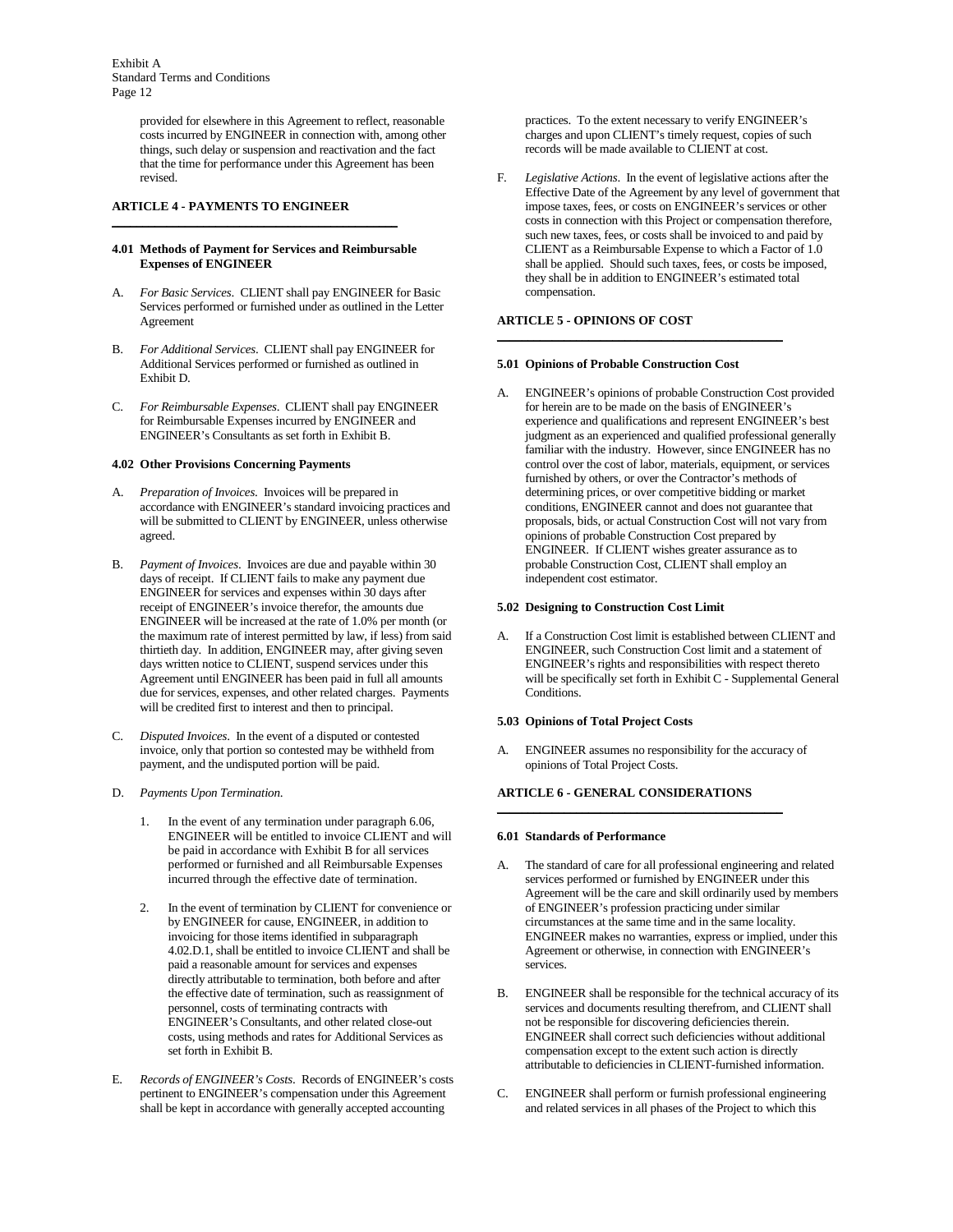provided for elsewhere in this Agreement to reflect, reasonable costs incurred by ENGINEER in connection with, among other things, such delay or suspension and reactivation and the fact that the time for performance under this Agreement has been revised.

## ARTICLE 4 - PAYMENTS TO ENGINEER

### 4.01 Methods of Payment for Services and Reimbursable Expenses of ENGINEER

A. *For Basic Services*. CLIENT shall pay ENGINEER for Basic Services performed or furnished under as outlined in the Letter Agreement

B. *For Additional Services*. CLIENT shall pay ENGINEER for Additional Services performed or furnished as outlined in Exhibit D.

C. *For Reimbursable Expenses*. CLIENT shall pay ENGINEER for Reimbursable Expenses incurred by ENGINEER and ENGINEER's Consultants as set forth in Exhibit B.

### 4.02 Other Provisions Concerning Payments

A. *Preparation of Invoices*. Invoices will be prepared in accordance with ENGINEER's standard invoicing practices and will be submitted to CLIENT by ENGINEER, unless otherwise agreed.

B. *Payment of Invoices*. Invoices are due and payable within 30 days of receipt. If CLIENT fails to make any payment due ENGINEER for services and expenses within 30 days after receipt of ENGINEER's invoice therefor, the amounts due ENGINEER will be increased at the rate of 1.0% per month (or the maximum rate of interest permitted by law, if less) from said thirtieth day. In addition, ENGINEER may, after giving seven days written notice to CLIENT, suspend services under this Agreement until ENGINEER has been paid in full all amounts due for services, expenses, and other related charges. Payments will be credited first to interest and then to principal.

C. *Disputed Invoices*. In the event of a disputed or contested invoice, only that portion so contested may be withheld from payment, and the undisputed portion will be paid.

D. *Payments Upon Termination*.

1. In the event of any termination under paragraph 6.06, ENGINEER will be entitled to invoice CLIENT and will be paid in accordance with Exhibit B for all services performed or furnished and all Reimbursable Expenses incurred through the effective date of termination.

2. In the event of termination by CLIENT for convenience or by ENGINEER for cause, ENGINEER, in addition to invoicing for those items identified in subparagraph 4.02.D.1, shall be entitled to invoice CLIENT and shall be paid a reasonable amount for services and expenses directly attributable to termination, both before and after the effective date of termination, such as reassignment of personnel, costs of terminating contracts with ENGINEER's Consultants, and other related close-out costs, using methods and rates for Additional Services as set forth in Exhibit B.

E. *Records of ENGINEER's Costs*. Records of ENGINEER's costs pertinent to ENGINEER's compensation under this Agreement shall be kept in accordance with generally accepted accounting practices. To the extent necessary to verify ENGINEER's charges and upon CLIENT's timely request, copies of such records will be made available to CLIENT at cost.

F. *Legislative Actions*. In the event of legislative actions after the Effective Date of the Agreement by any level of government that impose taxes, fees, or costs on ENGINEER's services or other costs in connection with this Project or compensation therefore, such new taxes, fees, or costs shall be invoiced to and paid by CLIENT as a Reimbursable Expense to which a Factor of 1.0 shall be applied. Should such taxes, fees, or costs be imposed, they shall be in addition to ENGINEER's estimated total compensation.

## ARTICLE 5 - OPINIONS OF COST

### 5.01 Opinions of Probable Construction Cost

A. ENGINEER's opinions of probable Construction Cost provided for herein are to be made on the basis of ENGINEER's experience and qualifications and represent ENGINEER's best judgment as an experienced and qualified professional generally familiar with the industry. However, since ENGINEER has no control over the cost of labor, materials, equipment, or services furnished by others, or over the Contractor's methods of determining prices, or over competitive bidding or market conditions, ENGINEER cannot and does not guarantee that proposals, bids, or actual Construction Cost will not vary from opinions of probable Construction Cost prepared by ENGINEER. If CLIENT wishes greater assurance as to probable Construction Cost, CLIENT shall employ an independent cost estimator.

### 5.02 Designing to Construction Cost Limit

A. If a Construction Cost limit is established between CLIENT and ENGINEER, such Construction Cost limit and a statement of ENGINEER's rights and responsibilities with respect thereto will be specifically set forth in Exhibit C - Supplemental General Conditions.

### 5.03 Opinions of Total Project Costs

A. ENGINEER assumes no responsibility for the accuracy of opinions of Total Project Costs.

## ARTICLE 6 - GENERAL CONSIDERATIONS

### 6.01 Standards of Performance

A. The standard of care for all professional engineering and related services performed or furnished by ENGINEER under this Agreement will be the care and skill ordinarily used by members of ENGINEER's profession practicing under similar circumstances at the same time and in the same locality. ENGINEER makes no warranties, express or implied, under this Agreement or otherwise, in connection with ENGINEER's services.

B. ENGINEER shall be responsible for the technical accuracy of its services and documents resulting therefrom, and CLIENT shall not be responsible for discovering deficiencies therein. ENGINEER shall correct such deficiencies without additional compensation except to the extent such action is directly attributable to deficiencies in CLIENT-furnished information.

C. ENGINEER shall perform or furnish professional engineering and related services in all phases of the Project to which this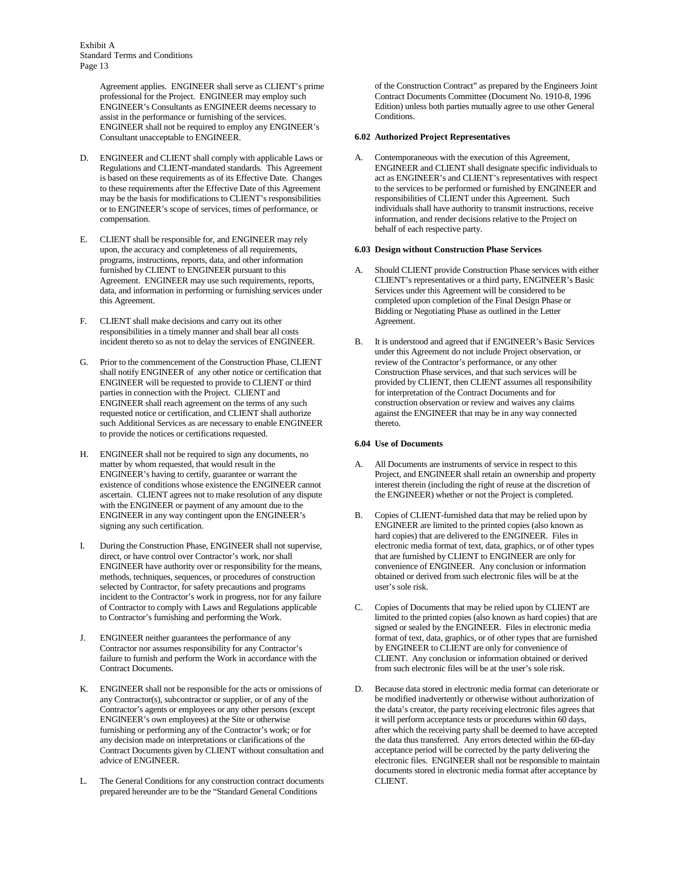Agreement applies. ENGINEER shall serve as CLIENT's prime professional for the Project. ENGINEER may employ such ENGINEER's Consultants as ENGINEER deems necessary to assist in the performance or furnishing of the services. ENGINEER shall not be required to employ any ENGINEER's Consultant unacceptable to ENGINEER.

D. ENGINEER and CLIENT shall comply with applicable Laws or Regulations and CLIENT-mandated standards. This Agreement is based on these requirements as of its Effective Date. Changes to these requirements after the Effective Date of this Agreement may be the basis for modifications to CLIENT's responsibilities or to ENGINEER's scope of services, times of performance, or compensation.

E. CLIENT shall be responsible for, and ENGINEER may rely upon, the accuracy and completeness of all requirements, programs, instructions, reports, data, and other information furnished by CLIENT to ENGINEER pursuant to this Agreement. ENGINEER may use such requirements, reports, data, and information in performing or furnishing services under this Agreement.

F. CLIENT shall make decisions and carry out its other responsibilities in a timely manner and shall bear all costs incident thereto so as not to delay the services of ENGINEER.

G. Prior to the commencement of the Construction Phase, CLIENT shall notify ENGINEER of any other notice or certification that ENGINEER will be requested to provide to CLIENT or third parties in connection with the Project. CLIENT and ENGINEER shall reach agreement on the terms of any such requested notice or certification, and CLIENT shall authorize such Additional Services as are necessary to enable ENGINEER to provide the notices or certifications requested.

H. ENGINEER shall not be required to sign any documents, no matter by whom requested, that would result in the ENGINEER's having to certify, guarantee or warrant the existence of conditions whose existence the ENGINEER cannot ascertain. CLIENT agrees not to make resolution of any dispute with the ENGINEER or payment of any amount due to the ENGINEER in any way contingent upon the ENGINEER's signing any such certification.

I. During the Construction Phase, ENGINEER shall not supervise, direct, or have control over Contractor's work, nor shall ENGINEER have authority over or responsibility for the means, methods, techniques, sequences, or procedures of construction selected by Contractor, for safety precautions and programs incident to the Contractor's work in progress, nor for any failure of Contractor to comply with Laws and Regulations applicable to Contractor's furnishing and performing the Work.

J. ENGINEER neither guarantees the performance of any Contractor nor assumes responsibility for any Contractor's failure to furnish and perform the Work in accordance with the Contract Documents.

K. ENGINEER shall not be responsible for the acts or omissions of any Contractor(s), subcontractor or supplier, or of any of the Contractor's agents or employees or any other persons (except ENGINEER's own employees) at the Site or otherwise furnishing or performing any of the Contractor's work; or for any decision made on interpretations or clarifications of the Contract Documents given by CLIENT without consultation and advice of ENGINEER.

L. The General Conditions for any construction contract documents prepared hereunder are to be the "Standard General Conditions of the Construction Contract" as prepared by the Engineers Joint Contract Documents Committee (Document No. 1910-8, 1996 Edition) unless both parties mutually agree to use other General Conditions.

### 6.02 Authorized Project Representatives

A. Contemporaneous with the execution of this Agreement, ENGINEER and CLIENT shall designate specific individuals to act as ENGINEER's and CLIENT's representatives with respect to the services to be performed or furnished by ENGINEER and responsibilities of CLIENT under this Agreement. Such individuals shall have authority to transmit instructions, receive information, and render decisions relative to the Project on behalf of each respective party.

### 6.03 Design without Construction Phase Services

A. Should CLIENT provide Construction Phase services with either CLIENT's representatives or a third party, ENGINEER's Basic Services under this Agreement will be considered to be completed upon completion of the Final Design Phase or Bidding or Negotiating Phase as outlined in the Letter Agreement.

B. It is understood and agreed that if ENGINEER's Basic Services under this Agreement do not include Project observation, or review of the Contractor's performance, or any other Construction Phase services, and that such services will be provided by CLIENT, then CLIENT assumes all responsibility for interpretation of the Contract Documents and for construction observation or review and waives any claims against the ENGINEER that may be in any way connected thereto.

### 6.04 Use of Documents

A. All Documents are instruments of service in respect to this Project, and ENGINEER shall retain an ownership and property interest therein (including the right of reuse at the discretion of the ENGINEER) whether or not the Project is completed.

B. Copies of CLIENT-furnished data that may be relied upon by ENGINEER are limited to the printed copies (also known as hard copies) that are delivered to the ENGINEER. Files in electronic media format of text, data, graphics, or of other types that are furnished by CLIENT to ENGINEER are only for convenience of ENGINEER. Any conclusion or information obtained or derived from such electronic files will be at the user's sole risk.

C. Copies of Documents that may be relied upon by CLIENT are limited to the printed copies (also known as hard copies) that are signed or sealed by the ENGINEER. Files in electronic media format of text, data, graphics, or of other types that are furnished by ENGINEER to CLIENT are only for convenience of CLIENT. Any conclusion or information obtained or derived from such electronic files will be at the user's sole risk.

D. Because data stored in electronic media format can deteriorate or be modified inadvertently or otherwise without authorization of the data's creator, the party receiving electronic files agrees that it will perform acceptance tests or procedures within 60 days, after which the receiving party shall be deemed to have accepted the data thus transferred. Any errors detected within the 60-day acceptance period will be corrected by the party delivering the electronic files. ENGINEER shall not be responsible to maintain documents stored in electronic media format after acceptance by CLIENT.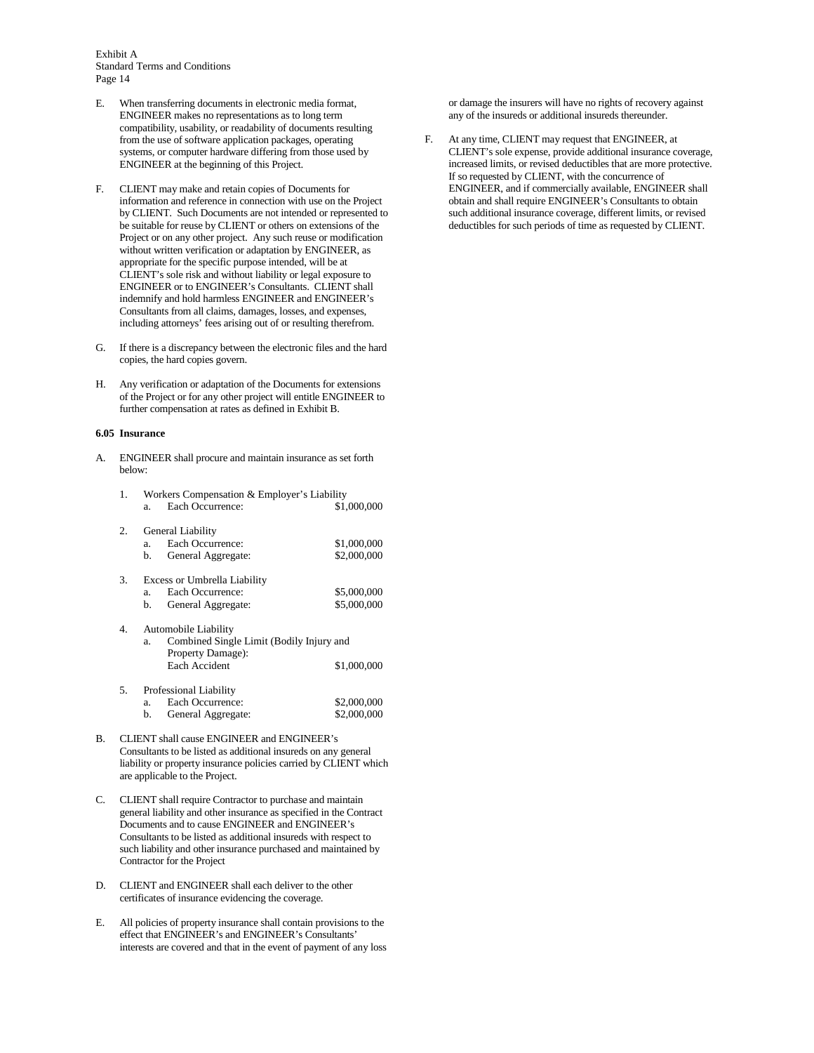E. When transferring documents in electronic media format, ENGINEER makes no representations as to long term compatibility, usability, or readability of documents resulting from the use of software application packages, operating systems, or computer hardware differing from those used by ENGINEER at the beginning of this Project.

F. CLIENT may make and retain copies of Documents for information and reference in connection with use on the Project by CLIENT. Such Documents are not intended or represented to be suitable for reuse by CLIENT or others on extensions of the Project or on any other project. Any such reuse or modification without written verification or adaptation by ENGINEER, as appropriate for the specific purpose intended, will be at CLIENT's sole risk and without liability or legal exposure to ENGINEER or to ENGINEER's Consultants. CLIENT shall indemnify and hold harmless ENGINEER and ENGINEER's Consultants from all claims, damages, losses, and expenses, including attorneys' fees arising out of or resulting therefrom.

G. If there is a discrepancy between the electronic files and the hard copies, the hard copies govern.

H. Any verification or adaptation of the Documents for extensions of the Project or for any other project will entitle ENGINEER to further compensation at rates as defined in Exhibit B.

**6.05 Insurance**

A. ENGINEER shall procure and maintain insurance as set forth below:

1. Workers Compensation & Employer's Liability
   a. Each Occurrence: $1,000,000

2. General Liability
   a. Each Occurrence: $1,000,000
   b. General Aggregate: $2,000,000

3. Excess or Umbrella Liability
   a. Each Occurrence: $5,000,000
   b. General Aggregate: $5,000,000

4. Automobile Liability
   a. Combined Single Limit (Bodily Injury and Property Damage):
      Each Accident $1,000,000

5. Professional Liability
   a. Each Occurrence: $2,000,000
   b. General Aggregate: $2,000,000

B. CLIENT shall cause ENGINEER and ENGINEER's Consultants to be listed as additional insureds on any general liability or property insurance policies carried by CLIENT which are applicable to the Project.

C. CLIENT shall require Contractor to purchase and maintain general liability and other insurance as specified in the Contract Documents and to cause ENGINEER and ENGINEER's Consultants to be listed as additional insureds with respect to such liability and other insurance purchased and maintained by Contractor for the Project

D. CLIENT and ENGINEER shall each deliver to the other certificates of insurance evidencing the coverage.

E. All policies of property insurance shall contain provisions to the effect that ENGINEER's and ENGINEER's Consultants' interests are covered and that in the event of payment of any loss or damage the insurers will have no rights of recovery against any of the insureds or additional insureds thereunder.

F. At any time, CLIENT may request that ENGINEER, at CLIENT's sole expense, provide additional insurance coverage, increased limits, or revised deductibles that are more protective. If so requested by CLIENT, with the concurrence of ENGINEER, and if commercially available, ENGINEER shall obtain and shall require ENGINEER's Consultants to obtain such additional insurance coverage, different limits, or revised deductibles for such periods of time as requested by CLIENT.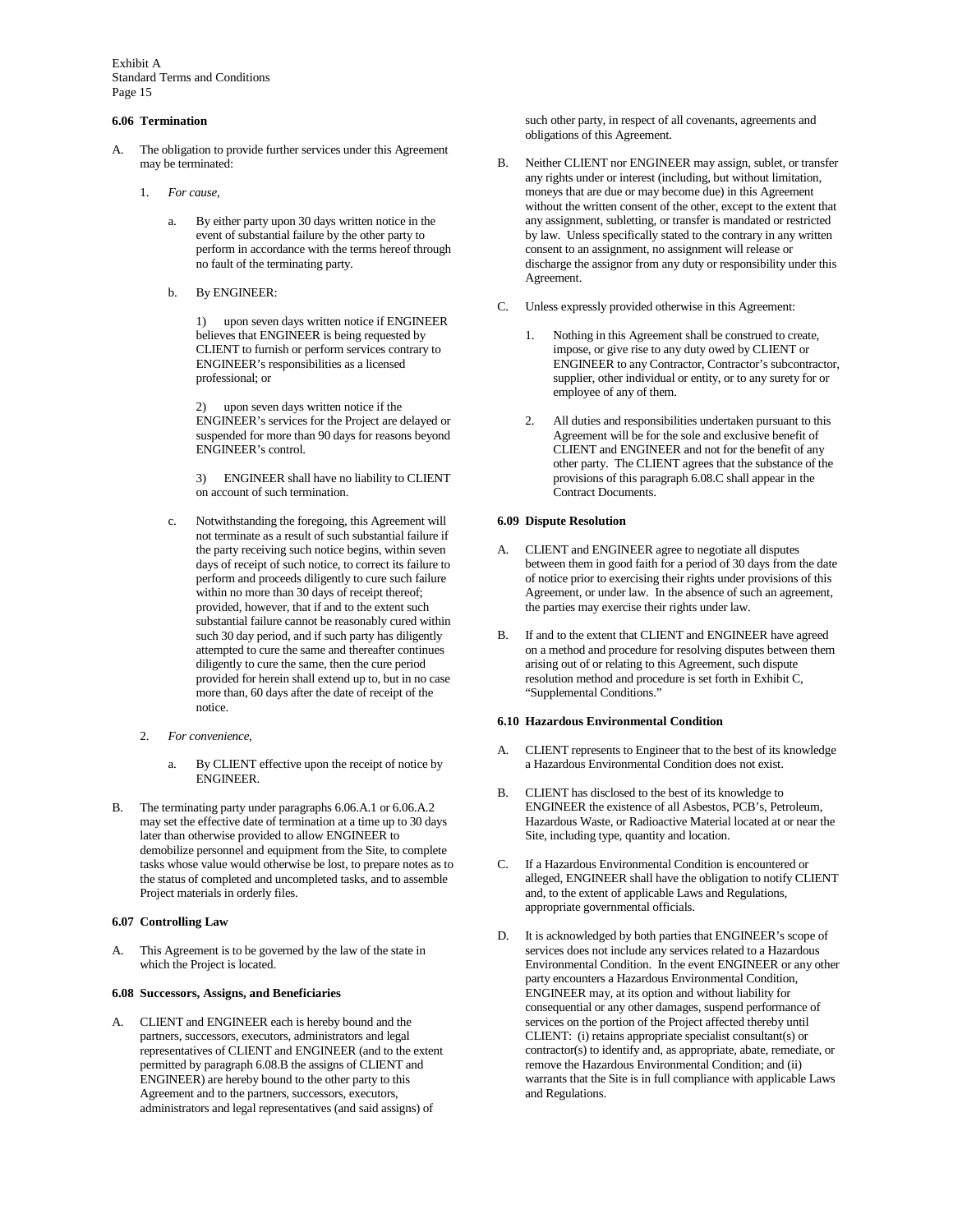### 6.06 Termination

A. The obligation to provide further services under this Agreement may be terminated:

1. *For cause*,

   a. By either party upon 30 days written notice in the event of substantial failure by the other party to perform in accordance with the terms hereof through no fault of the terminating party.

   b. By ENGINEER:

      1) upon seven days written notice if ENGINEER believes that ENGINEER is being requested by CLIENT to furnish or perform services contrary to ENGINEER's responsibilities as a licensed professional; or

      2) upon seven days written notice if the ENGINEER's services for the Project are delayed or suspended for more than 90 days for reasons beyond ENGINEER's control.

      3) ENGINEER shall have no liability to CLIENT on account of such termination.

   c. Notwithstanding the foregoing, this Agreement will not terminate as a result of such substantial failure if the party receiving such notice begins, within seven days of receipt of such notice, to correct its failure to perform and proceeds diligently to cure such failure within no more than 30 days of receipt thereof; provided, however, that if and to the extent such substantial failure cannot be reasonably cured within such 30 day period, and if such party has diligently attempted to cure the same and thereafter continues diligently to cure the same, then the cure period provided for herein shall extend up to, but in no case more than, 60 days after the date of receipt of the notice.

2. *For convenience*,

   a. By CLIENT effective upon the receipt of notice by ENGINEER.

B. The terminating party under paragraphs 6.06.A.1 or 6.06.A.2 may set the effective date of termination at a time up to 30 days later than otherwise provided to allow ENGINEER to demobilize personnel and equipment from the Site, to complete tasks whose value would otherwise be lost, to prepare notes as to the status of completed and uncompleted tasks, and to assemble Project materials in orderly files.

### 6.07 Controlling Law

A. This Agreement is to be governed by the law of the state in which the Project is located.

### 6.08 Successors, Assigns, and Beneficiaries

A. CLIENT and ENGINEER each is hereby bound and the partners, successors, executors, administrators and legal representatives of CLIENT and ENGINEER (and to the extent permitted by paragraph 6.08.B the assigns of CLIENT and ENGINEER) are hereby bound to the other party to this Agreement and to the partners, successors, executors, administrators and legal representatives (and said assigns) of such other party, in respect of all covenants, agreements and obligations of this Agreement.

B. Neither CLIENT nor ENGINEER may assign, sublet, or transfer any rights under or interest (including, but without limitation, moneys that are due or may become due) in this Agreement without the written consent of the other, except to the extent that any assignment, subletting, or transfer is mandated or restricted by law. Unless specifically stated to the contrary in any written consent to an assignment, no assignment will release or discharge the assignor from any duty or responsibility under this Agreement.

C. Unless expressly provided otherwise in this Agreement:

1. Nothing in this Agreement shall be construed to create, impose, or give rise to any duty owed by CLIENT or ENGINEER to any Contractor, Contractor's subcontractor, supplier, other individual or entity, or to any surety for or employee of any of them.

2. All duties and responsibilities undertaken pursuant to this Agreement will be for the sole and exclusive benefit of CLIENT and ENGINEER and not for the benefit of any other party. The CLIENT agrees that the substance of the provisions of this paragraph 6.08.C shall appear in the Contract Documents.

### 6.09 Dispute Resolution

A. CLIENT and ENGINEER agree to negotiate all disputes between them in good faith for a period of 30 days from the date of notice prior to exercising their rights under provisions of this Agreement, or under law. In the absence of such an agreement, the parties may exercise their rights under law.

B. If and to the extent that CLIENT and ENGINEER have agreed on a method and procedure for resolving disputes between them arising out of or relating to this Agreement, such dispute resolution method and procedure is set forth in Exhibit C, "Supplemental Conditions."

### 6.10 Hazardous Environmental Condition

A. CLIENT represents to Engineer that to the best of its knowledge a Hazardous Environmental Condition does not exist.

B. CLIENT has disclosed to the best of its knowledge to ENGINEER the existence of all Asbestos, PCB's, Petroleum, Hazardous Waste, or Radioactive Material located at or near the Site, including type, quantity and location.

C. If a Hazardous Environmental Condition is encountered or alleged, ENGINEER shall have the obligation to notify CLIENT and, to the extent of applicable Laws and Regulations, appropriate governmental officials.

D. It is acknowledged by both parties that ENGINEER's scope of services does not include any services related to a Hazardous Environmental Condition. In the event ENGINEER or any other party encounters a Hazardous Environmental Condition, ENGINEER may, at its option and without liability for consequential or any other damages, suspend performance of services on the portion of the Project affected thereby until CLIENT: (i) retains appropriate specialist consultant(s) or contractor(s) to identify and, as appropriate, abate, remediate, or remove the Hazardous Environmental Condition; and (ii) warrants that the Site is in full compliance with applicable Laws and Regulations.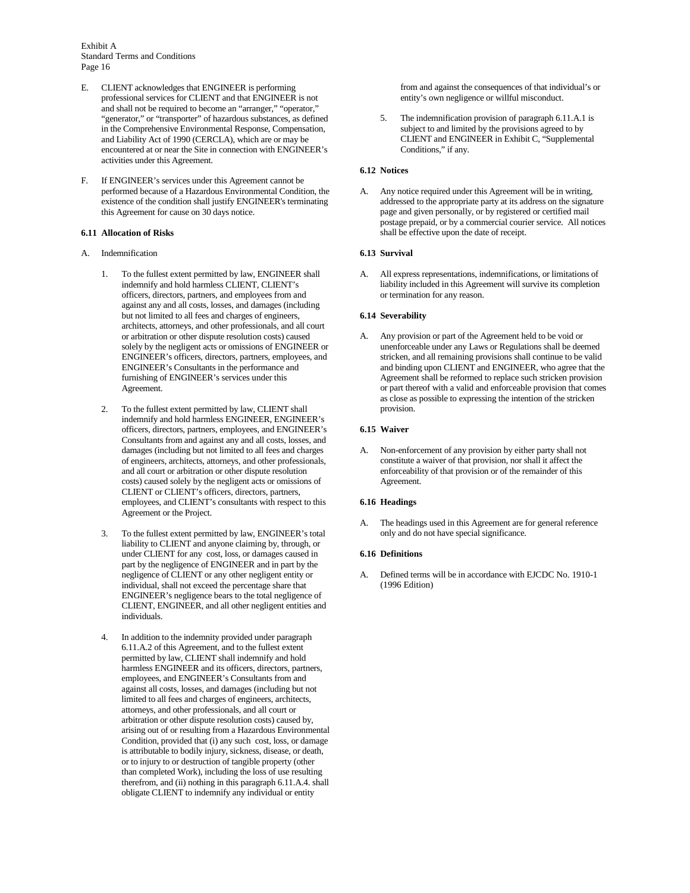E. CLIENT acknowledges that ENGINEER is performing professional services for CLIENT and that ENGINEER is not and shall not be required to become an "arranger," "operator," "generator," or "transporter" of hazardous substances, as defined in the Comprehensive Environmental Response, Compensation, and Liability Act of 1990 (CERCLA), which are or may be encountered at or near the Site in connection with ENGINEER's activities under this Agreement.

F. If ENGINEER's services under this Agreement cannot be performed because of a Hazardous Environmental Condition, the existence of the condition shall justify ENGINEER's terminating this Agreement for cause on 30 days notice.

**6.11 Allocation of Risks**

A. Indemnification

1. To the fullest extent permitted by law, ENGINEER shall indemnify and hold harmless CLIENT, CLIENT's officers, directors, partners, and employees from and against any and all costs, losses, and damages (including but not limited to all fees and charges of engineers, architects, attorneys, and other professionals, and all court or arbitration or other dispute resolution costs) caused solely by the negligent acts or omissions of ENGINEER or ENGINEER's officers, directors, partners, employees, and ENGINEER's Consultants in the performance and furnishing of ENGINEER's services under this Agreement.

2. To the fullest extent permitted by law, CLIENT shall indemnify and hold harmless ENGINEER, ENGINEER's officers, directors, partners, employees, and ENGINEER's Consultants from and against any and all costs, losses, and damages (including but not limited to all fees and charges of engineers, architects, attorneys, and other professionals, and all court or arbitration or other dispute resolution costs) caused solely by the negligent acts or omissions of CLIENT or CLIENT's officers, directors, partners, employees, and CLIENT's consultants with respect to this Agreement or the Project.

3. To the fullest extent permitted by law, ENGINEER's total liability to CLIENT and anyone claiming by, through, or under CLIENT for any cost, loss, or damages caused in part by the negligence of ENGINEER and in part by the negligence of CLIENT or any other negligent entity or individual, shall not exceed the percentage share that ENGINEER's negligence bears to the total negligence of CLIENT, ENGINEER, and all other negligent entities and individuals.

4. In addition to the indemnity provided under paragraph 6.11.A.2 of this Agreement, and to the fullest extent permitted by law, CLIENT shall indemnify and hold harmless ENGINEER and its officers, directors, partners, employees, and ENGINEER's Consultants from and against all costs, losses, and damages (including but not limited to all fees and charges of engineers, architects, attorneys, and other professionals, and all court or arbitration or other dispute resolution costs) caused by, arising out of or resulting from a Hazardous Environmental Condition, provided that (i) any such cost, loss, or damage is attributable to bodily injury, sickness, disease, or death, or to injury to or destruction of tangible property (other than completed Work), including the loss of use resulting therefrom, and (ii) nothing in this paragraph 6.11.A.4. shall obligate CLIENT to indemnify any individual or entity from and against the consequences of that individual's or entity's own negligence or willful misconduct.

5. The indemnification provision of paragraph 6.11.A.1 is subject to and limited by the provisions agreed to by CLIENT and ENGINEER in Exhibit C, "Supplemental Conditions," if any.

**6.12 Notices**

A. Any notice required under this Agreement will be in writing, addressed to the appropriate party at its address on the signature page and given personally, or by registered or certified mail postage prepaid, or by a commercial courier service. All notices shall be effective upon the date of receipt.

**6.13 Survival**

A. All express representations, indemnifications, or limitations of liability included in this Agreement will survive its completion or termination for any reason.

**6.14 Severability**

A. Any provision or part of the Agreement held to be void or unenforceable under any Laws or Regulations shall be deemed stricken, and all remaining provisions shall continue to be valid and binding upon CLIENT and ENGINEER, who agree that the Agreement shall be reformed to replace such stricken provision or part thereof with a valid and enforceable provision that comes as close as possible to expressing the intention of the stricken provision.

**6.15 Waiver**

A. Non-enforcement of any provision by either party shall not constitute a waiver of that provision, nor shall it affect the enforceability of that provision or of the remainder of this Agreement.

**6.16 Headings**

A. The headings used in this Agreement are for general reference only and do not have special significance.

**6.16 Definitions**

A. Defined terms will be in accordance with EJCDC No. 1910-1 (1996 Edition)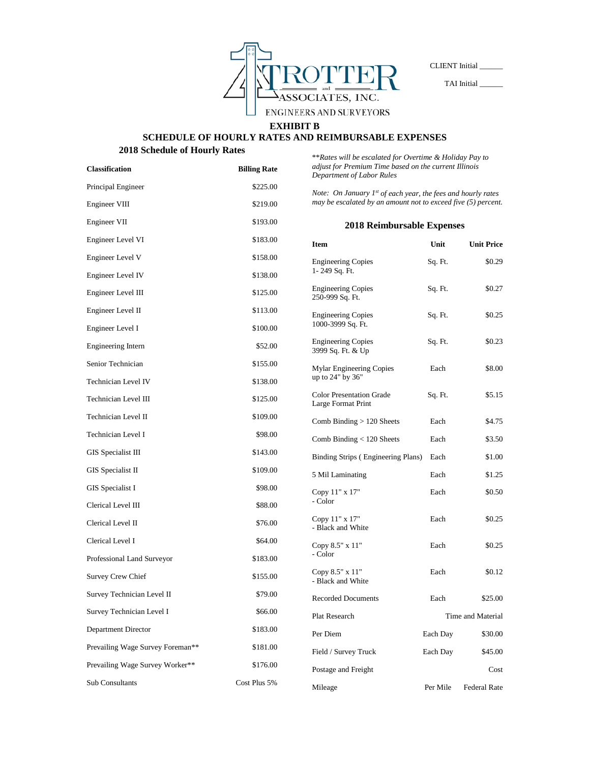TROTTER and ASSOCIATES, INC.
ENGINEERS AND SURVEYORS

CLIENT Initial ______

TAI Initial ______

# EXHIBIT B

## SCHEDULE OF HOURLY RATES AND REIMBURSABLE EXPENSES

### 2018 Schedule of Hourly Rates

| Classification | Billing Rate |
|---|---|
| Principal Engineer | $225.00 |
| Engineer VIII | $219.00 |
| Engineer VII | $193.00 |
| Engineer Level VI | $183.00 |
| Engineer Level V | $158.00 |
| Engineer Level IV | $138.00 |
| Engineer Level III | $125.00 |
| Engineer Level II | $113.00 |
| Engineer Level I | $100.00 |
| Engineering Intern | $52.00 |
| Senior Technician | $155.00 |
| Technician Level IV | $138.00 |
| Technician Level III | $125.00 |
| Technician Level II | $109.00 |
| Technician Level I | $98.00 |
| GIS Specialist III | $143.00 |
| GIS Specialist II | $109.00 |
| GIS Specialist I | $98.00 |
| Clerical Level III | $88.00 |
| Clerical Level II | $76.00 |
| Clerical Level I | $64.00 |
| Professional Land Surveyor | $183.00 |
| Survey Crew Chief | $155.00 |
| Survey Technician Level II | $79.00 |
| Survey Technician Level I | $66.00 |
| Department Director | $183.00 |
| Prevailing Wage Survey Foreman** | $181.00 |
| Prevailing Wage Survey Worker** | $176.00 |
| Sub Consultants | Cost Plus 5% |

*\*\*Rates will be escalated for Overtime & Holiday Pay to adjust for Premium Time based on the current Illinois Department of Labor Rules*

*Note: On January 1st of each year, the fees and hourly rates may be escalated by an amount not to exceed five (5) percent.*

### 2018 Reimbursable Expenses

| Item | Unit | Unit Price |
|---|---|---|
| Engineering Copies 1- 249 Sq. Ft. | Sq. Ft. | $0.29 |
| Engineering Copies 250-999 Sq. Ft. | Sq. Ft. | $0.27 |
| Engineering Copies 1000-3999 Sq. Ft. | Sq. Ft. | $0.25 |
| Engineering Copies 3999 Sq. Ft. & Up | Sq. Ft. | $0.23 |
| Mylar Engineering Copies up to 24" by 36" | Each | $8.00 |
| Color Presentation Grade Large Format Print | Sq. Ft. | $5.15 |
| Comb Binding > 120 Sheets | Each | $4.75 |
| Comb Binding < 120 Sheets | Each | $3.50 |
| Binding Strips ( Engineering Plans) | Each | $1.00 |
| 5 Mil Laminating | Each | $1.25 |
| Copy 11" x 17" - Color | Each | $0.50 |
| Copy 11" x 17" - Black and White | Each | $0.25 |
| Copy 8.5" x 11" - Color | Each | $0.25 |
| Copy 8.5" x 11" - Black and White | Each | $0.12 |
| Recorded Documents | Each | $25.00 |
| Plat Research | | Time and Material |
| Per Diem | Each Day | $30.00 |
| Field / Survey Truck | Each Day | $45.00 |
| Postage and Freight | | Cost |
| Mileage | Per Mile | Federal Rate |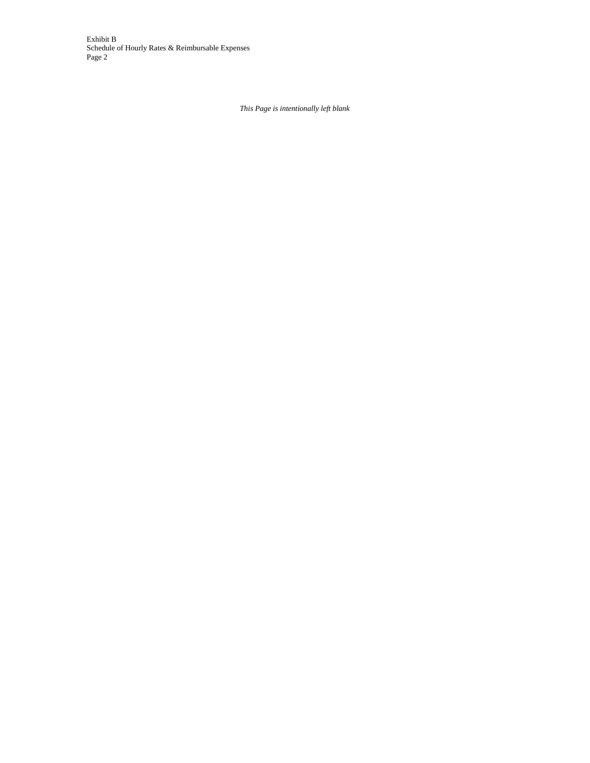Exhibit B
Schedule of Hourly Rates & Reimbursable Expenses
Page 2

*This Page is intentionally left blank*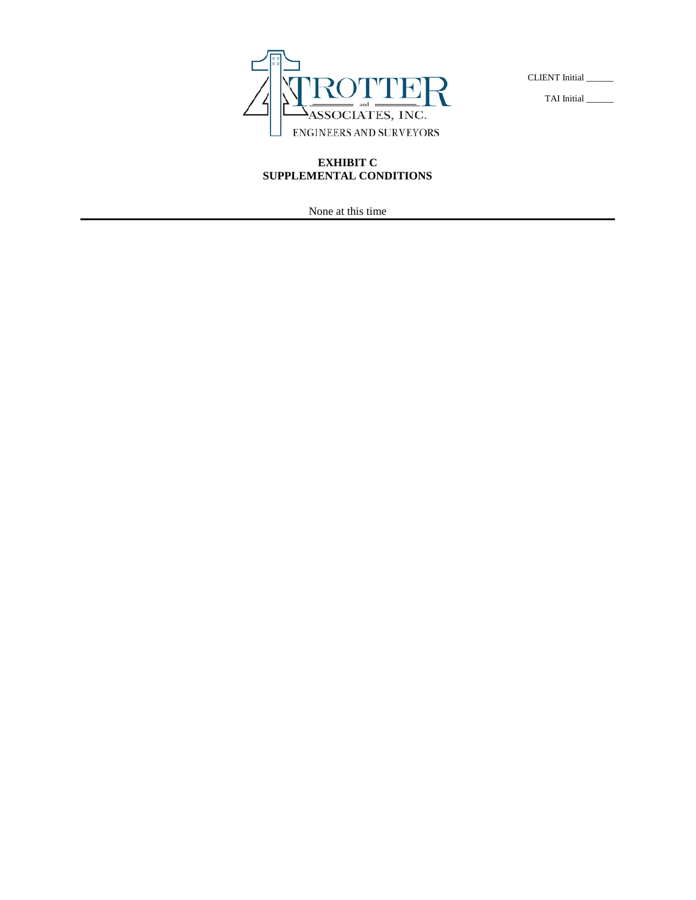CLIENT Initial ______

TAI Initial ______

**EXHIBIT C**
**SUPPLEMENTAL CONDITIONS**

None at this time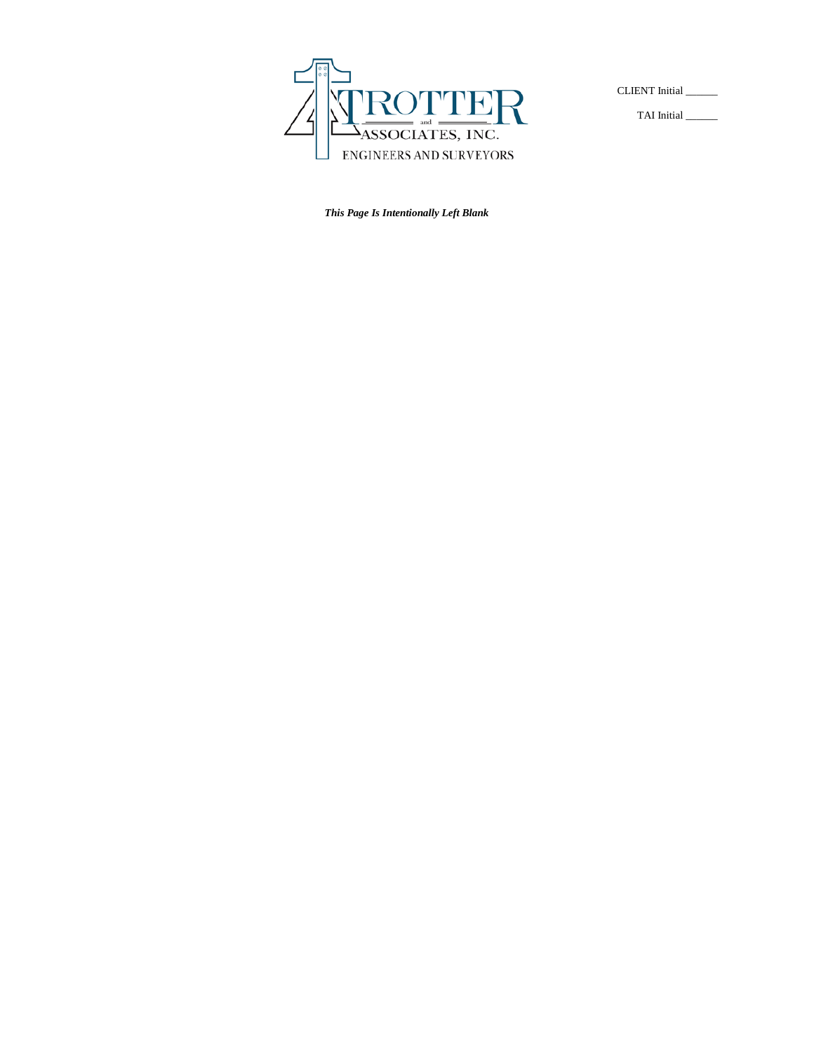CLIENT Initial ______

TAI Initial ______

***This Page Is Intentionally Left Blank***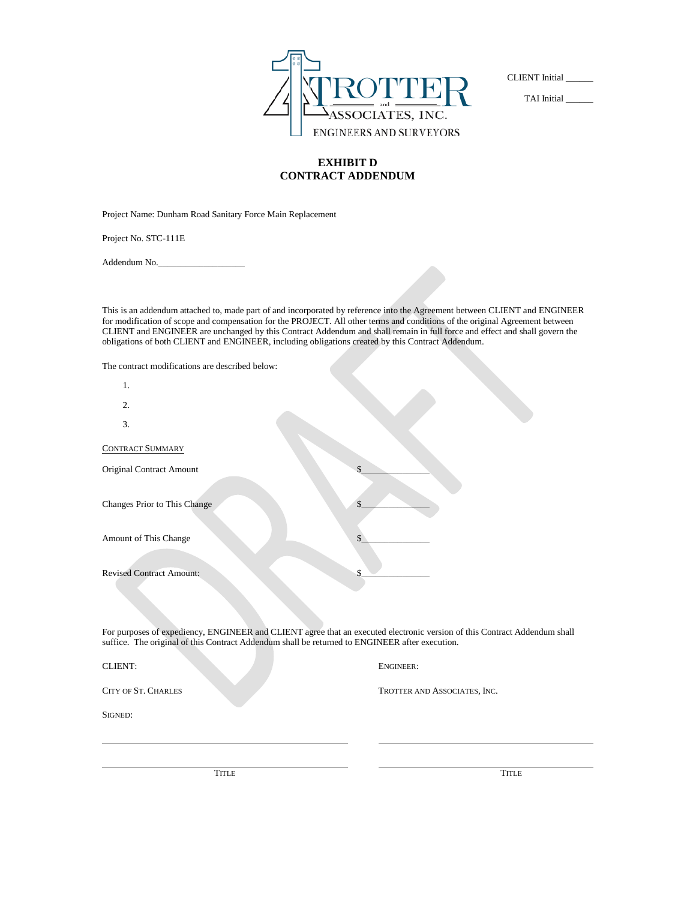TROTTER and ASSOCIATES, INC.
ENGINEERS AND SURVEYORS

CLIENT Initial ______

TAI Initial ______

# EXHIBIT D
# CONTRACT ADDENDUM

Project Name: Dunham Road Sanitary Force Main Replacement

Project No. STC-111E

Addendum No.___________________

This is an addendum attached to, made part of and incorporated by reference into the Agreement between CLIENT and ENGINEER for modification of scope and compensation for the PROJECT. All other terms and conditions of the original Agreement between CLIENT and ENGINEER are unchanged by this Contract Addendum and shall remain in full force and effect and shall govern the obligations of both CLIENT and ENGINEER, including obligations created by this Contract Addendum.

The contract modifications are described below:

1.

2.

3.

CONTRACT SUMMARY

Original Contract Amount $______________

Changes Prior to This Change $______________

Amount of This Change $______________

Revised Contract Amount: $______________

For purposes of expediency, ENGINEER and CLIENT agree that an executed electronic version of this Contract Addendum shall suffice. The original of this Contract Addendum shall be returned to ENGINEER after execution.

| CLIENT: | ENGINEER: |
|---|---|
| CITY OF ST. CHARLES | TROTTER AND ASSOCIATES, INC. |
| SIGNED: | |
| ______________________________ | ______________________________ |
| ______________________________ | ______________________________ |
| TITLE | TITLE |

DRAFT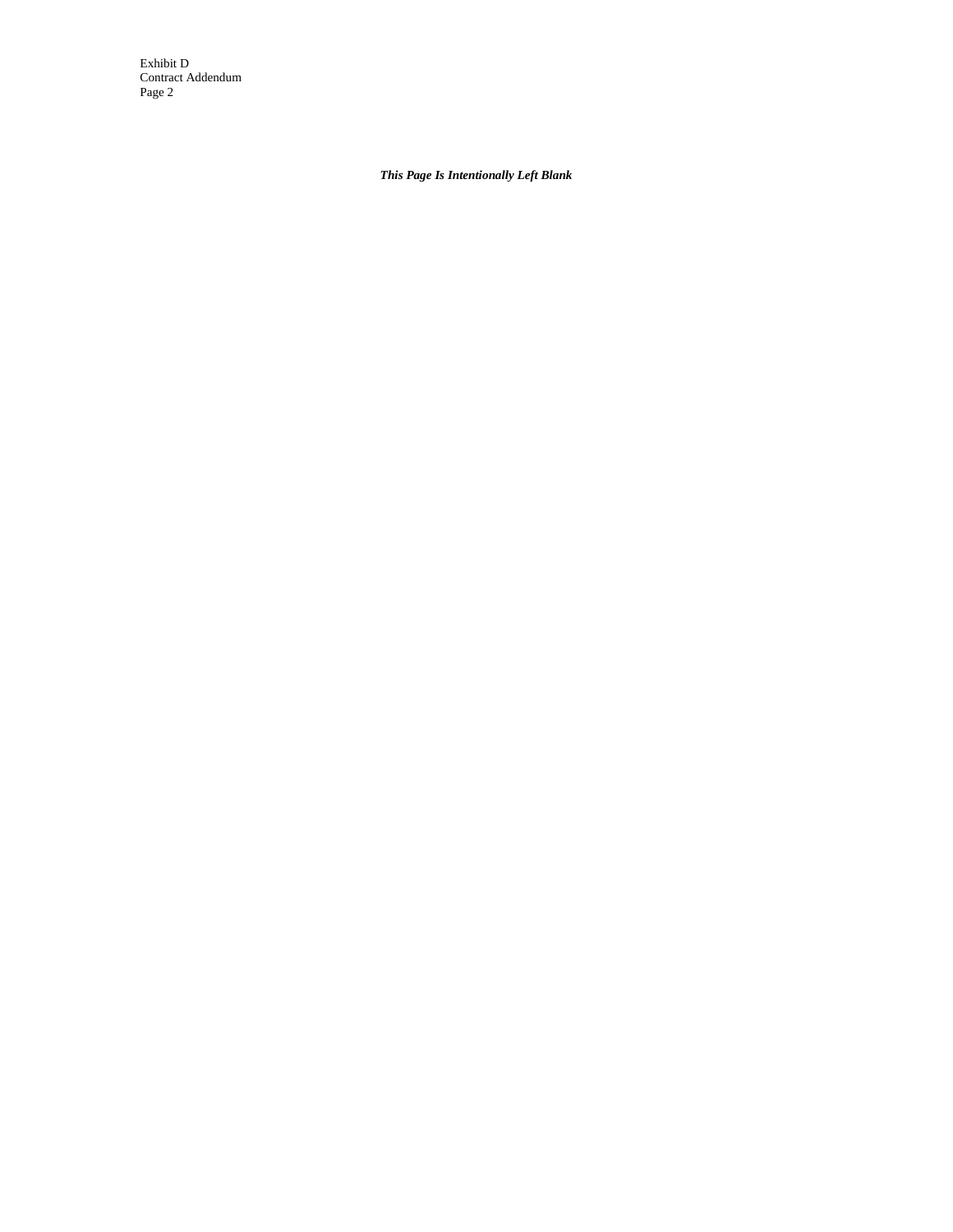Exhibit D
Contract Addendum
Page 2

***This Page Is Intentionally Left Blank***